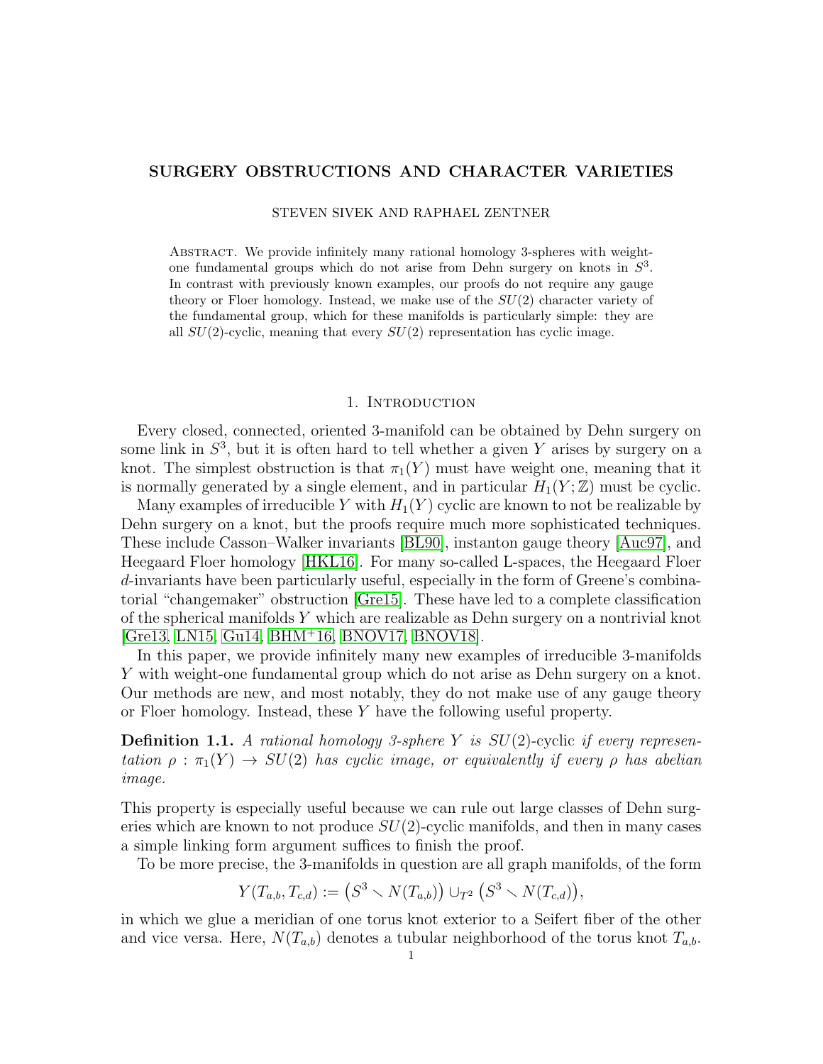# SURGERY OBSTRUCTIONS AND CHARACTER VARIETIES

STEVEN SIVEK AND RAPHAEL ZENTNER

Abstract. We provide infinitely many rational homology 3-spheres with weight-one fundamental groups which do not arise from Dehn surgery on knots in $S^3$. In contrast with previously known examples, our proofs do not require any gauge theory or Floer homology. Instead, we make use of the $SU(2)$ character variety of the fundamental group, which for these manifolds is particularly simple: they are all $SU(2)$-cyclic, meaning that every $SU(2)$ representation has cyclic image.

## 1. Introduction

Every closed, connected, oriented 3-manifold can be obtained by Dehn surgery on some link in $S^3$, but it is often hard to tell whether a given $Y$ arises by surgery on a knot. The simplest obstruction is that $\pi_1(Y)$ must have weight one, meaning that it is normally generated by a single element, and in particular $H_1(Y;\mathbb{Z})$ must be cyclic.

Many examples of irreducible $Y$ with $H_1(Y)$ cyclic are known to not be realizable by Dehn surgery on a knot, but the proofs require much more sophisticated techniques. These include Casson–Walker invariants [BL90], instanton gauge theory [Auc97], and Heegaard Floer homology [HKL16]. For many so-called L-spaces, the Heegaard Floer $d$-invariants have been particularly useful, especially in the form of Greene's combinatorial "changemaker" obstruction [Gre15]. These have led to a complete classification of the spherical manifolds $Y$ which are realizable as Dehn surgery on a nontrivial knot [Gre13, LN15, Gu14, BHM+16, BNOV17, BNOV18].

In this paper, we provide infinitely many new examples of irreducible 3-manifolds $Y$ with weight-one fundamental group which do not arise as Dehn surgery on a knot. Our methods are new, and most notably, they do not make use of any gauge theory or Floer homology. Instead, these $Y$ have the following useful property.

**Definition 1.1.** *A rational homology 3-sphere $Y$ is* $SU(2)$-cyclic *if every representation $\rho : \pi_1(Y) \to SU(2)$ has cyclic image, or equivalently if every $\rho$ has abelian image.*

This property is especially useful because we can rule out large classes of Dehn surgeries which are known to not produce $SU(2)$-cyclic manifolds, and then in many cases a simple linking form argument suffices to finish the proof.

To be more precise, the 3-manifolds in question are all graph manifolds, of the form

$$Y(T_{a,b}, T_{c,d}) := \left(S^3 \setminus N(T_{a,b})\right) \cup_{T^2} \left(S^3 \setminus N(T_{c,d})\right),$$

in which we glue a meridian of one torus knot exterior to a Seifert fiber of the other and vice versa. Here, $N(T_{a,b})$ denotes a tubular neighborhood of the torus knot $T_{a,b}$.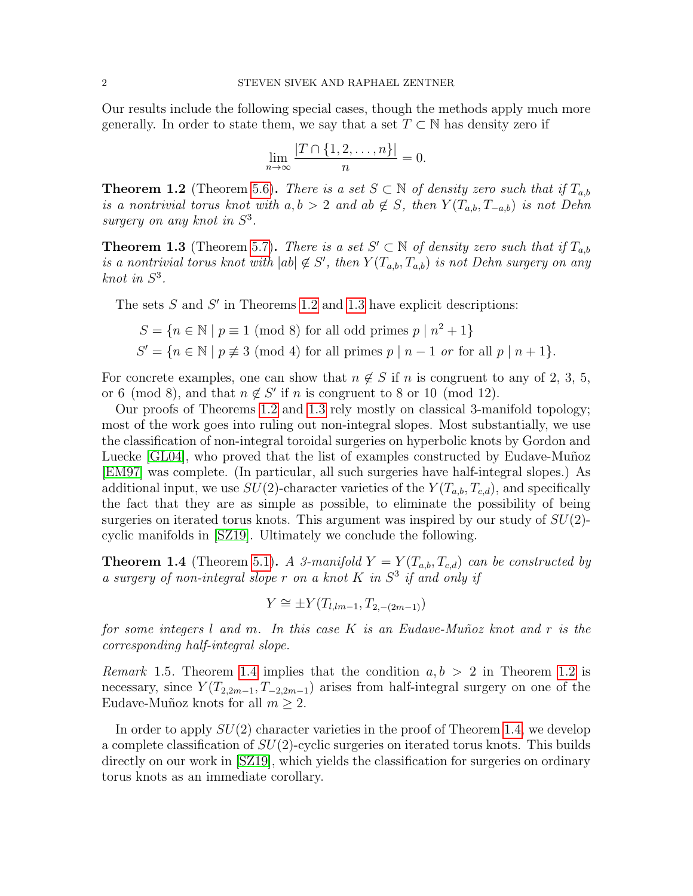Our results include the following special cases, though the methods apply much more generally. In order to state them, we say that a set $T \subset \mathbb{N}$ has density zero if

$$\lim_{n\to\infty} \frac{|T \cap \{1,2,\dots,n\}|}{n} = 0.$$

**Theorem 1.2** (Theorem 5.6)**.** *There is a set $S \subset \mathbb{N}$ of density zero such that if $T_{a,b}$ is a nontrivial torus knot with $a, b > 2$ and $ab \notin S$, then $Y(T_{a,b}, T_{-a,b})$ is not Dehn surgery on any knot in $S^3$.*

**Theorem 1.3** (Theorem 5.7)**.** *There is a set $S' \subset \mathbb{N}$ of density zero such that if $T_{a,b}$ is a nontrivial torus knot with $|ab| \notin S'$, then $Y(T_{a,b}, T_{a,b})$ is not Dehn surgery on any knot in $S^3$.*

The sets $S$ and $S'$ in Theorems 1.2 and 1.3 have explicit descriptions:

$$S = \{n \in \mathbb{N} \mid p \equiv 1 \pmod 8 \text{ for all odd primes } p \mid n^2+1\}$$
$$S' = \{n \in \mathbb{N} \mid p \not\equiv 3 \pmod 4 \text{ for all primes } p \mid n-1 \text{ *or* for all } p \mid n+1\}.$$

For concrete examples, one can show that $n \notin S$ if $n$ is congruent to any of 2, 3, 5, or 6 $\pmod 8$, and that $n \notin S'$ if $n$ is congruent to 8 or 10 $\pmod{12}$.

Our proofs of Theorems 1.2 and 1.3 rely mostly on classical 3-manifold topology; most of the work goes into ruling out non-integral slopes. Most substantially, we use the classification of non-integral toroidal surgeries on hyperbolic knots by Gordon and Luecke [GL04], who proved that the list of examples constructed by Eudave-Muñoz [EM97] was complete. (In particular, all such surgeries have half-integral slopes.) As additional input, we use $SU(2)$-character varieties of the $Y(T_{a,b}, T_{c,d})$, and specifically the fact that they are as simple as possible, to eliminate the possibility of being surgeries on iterated torus knots. This argument was inspired by our study of $SU(2)$-cyclic manifolds in [SZ19]. Ultimately we conclude the following.

**Theorem 1.4** (Theorem 5.1)**.** *A 3-manifold $Y = Y(T_{a,b}, T_{c,d})$ can be constructed by a surgery of non-integral slope $r$ on a knot $K$ in $S^3$ if and only if*

$$Y \cong \pm Y(T_{l,lm-1}, T_{2,-(2m-1)})$$

*for some integers $l$ and $m$. In this case $K$ is an Eudave-Muñoz knot and $r$ is the corresponding half-integral slope.*

*Remark* 1.5. Theorem 1.4 implies that the condition $a, b > 2$ in Theorem 1.2 is necessary, since $Y(T_{2,2m-1}, T_{-2,2m-1})$ arises from half-integral surgery on one of the Eudave-Muñoz knots for all $m \geq 2$.

In order to apply $SU(2)$ character varieties in the proof of Theorem 1.4, we develop a complete classification of $SU(2)$-cyclic surgeries on iterated torus knots. This builds directly on our work in [SZ19], which yields the classification for surgeries on ordinary torus knots as an immediate corollary.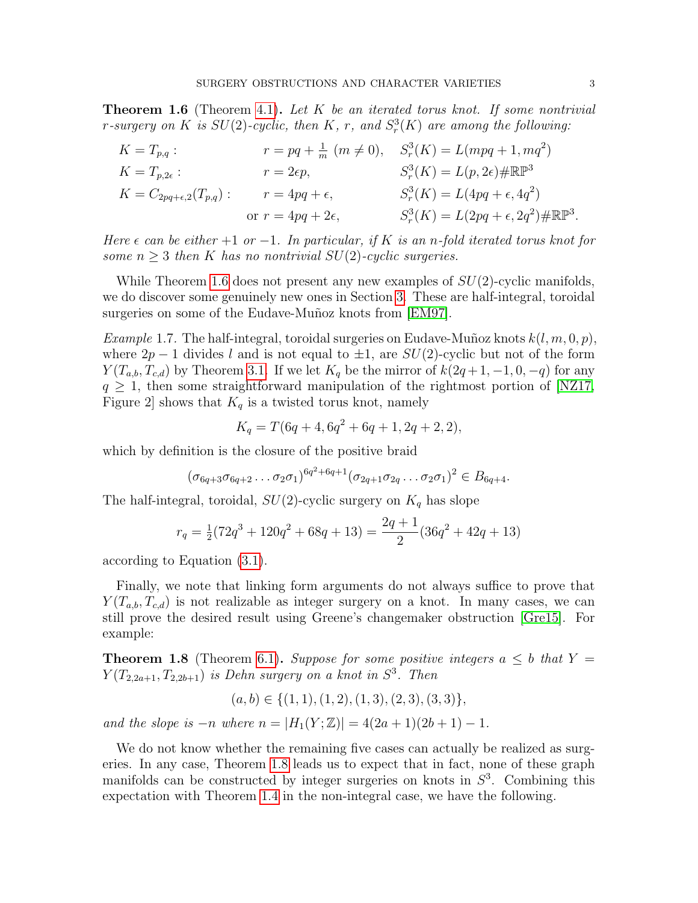**Theorem 1.6** (Theorem 4.1)**.** *Let $K$ be an iterated torus knot. If some nontrivial $r$-surgery on $K$ is $SU(2)$-cyclic, then $K$, $r$, and $S^3_r(K)$ are among the following:*

$$
\begin{array}{llll}
K = T_{p,q}: & r = pq + \frac{1}{m}\ (m \neq 0), & S^3_r(K) = L(mpq+1, mq^2) \\
K = T_{p,2\epsilon}: & r = 2\epsilon p, & S^3_r(K) = L(p, 2\epsilon) \# \mathbb{RP}^3 \\
K = C_{2pq+\epsilon,2}(T_{p,q}): & r = 4pq + \epsilon, & S^3_r(K) = L(4pq+\epsilon, 4q^2) \\
& \text{or } r = 4pq + 2\epsilon, & S^3_r(K) = L(2pq+\epsilon, 2q^2) \# \mathbb{RP}^3.
\end{array}
$$

*Here $\epsilon$ can be either $+1$ or $-1$. In particular, if $K$ is an $n$-fold iterated torus knot for some $n \geq 3$ then $K$ has no nontrivial $SU(2)$-cyclic surgeries.*

While Theorem 1.6 does not present any new examples of $SU(2)$-cyclic manifolds, we do discover some genuinely new ones in Section 3. These are half-integral, toroidal surgeries on some of the Eudave-Muñoz knots from [EM97].

*Example* 1.7. The half-integral, toroidal surgeries on Eudave-Muñoz knots $k(l, m, 0, p)$, where $2p-1$ divides $l$ and is not equal to $\pm 1$, are $SU(2)$-cyclic but not of the form $Y(T_{a,b}, T_{c,d})$ by Theorem 3.1. If we let $K_q$ be the mirror of $k(2q+1, -1, 0, -q)$ for any $q \geq 1$, then some straightforward manipulation of the rightmost portion of [NZ17, Figure 2] shows that $K_q$ is a twisted torus knot, namely

$$K_q = T(6q+4, 6q^2+6q+1, 2q+2, 2),$$

which by definition is the closure of the positive braid

$$(\sigma_{6q+3}\sigma_{6q+2}\dots\sigma_2\sigma_1)^{6q^2+6q+1}(\sigma_{2q+1}\sigma_{2q}\dots\sigma_2\sigma_1)^2 \in B_{6q+4}.$$

The half-integral, toroidal, $SU(2)$-cyclic surgery on $K_q$ has slope

$$r_q = \tfrac{1}{2}(72q^3 + 120q^2 + 68q + 13) = \frac{2q+1}{2}(36q^2 + 42q + 13)$$

according to Equation (3.1).

Finally, we note that linking form arguments do not always suffice to prove that $Y(T_{a,b}, T_{c,d})$ is not realizable as integer surgery on a knot. In many cases, we can still prove the desired result using Greene's changemaker obstruction [Gre15]. For example:

**Theorem 1.8** (Theorem 6.1)**.** *Suppose for some positive integers $a \leq b$ that $Y = Y(T_{2,2a+1}, T_{2,2b+1})$ is Dehn surgery on a knot in $S^3$. Then*

$$(a, b) \in \{(1,1), (1,2), (1,3), (2,3), (3,3)\},$$

*and the slope is $-n$ where $n = |H_1(Y;\mathbb{Z})| = 4(2a+1)(2b+1) - 1$.*

We do not know whether the remaining five cases can actually be realized as surgeries. In any case, Theorem 1.8 leads us to expect that in fact, none of these graph manifolds can be constructed by integer surgeries on knots in $S^3$. Combining this expectation with Theorem 1.4 in the non-integral case, we have the following.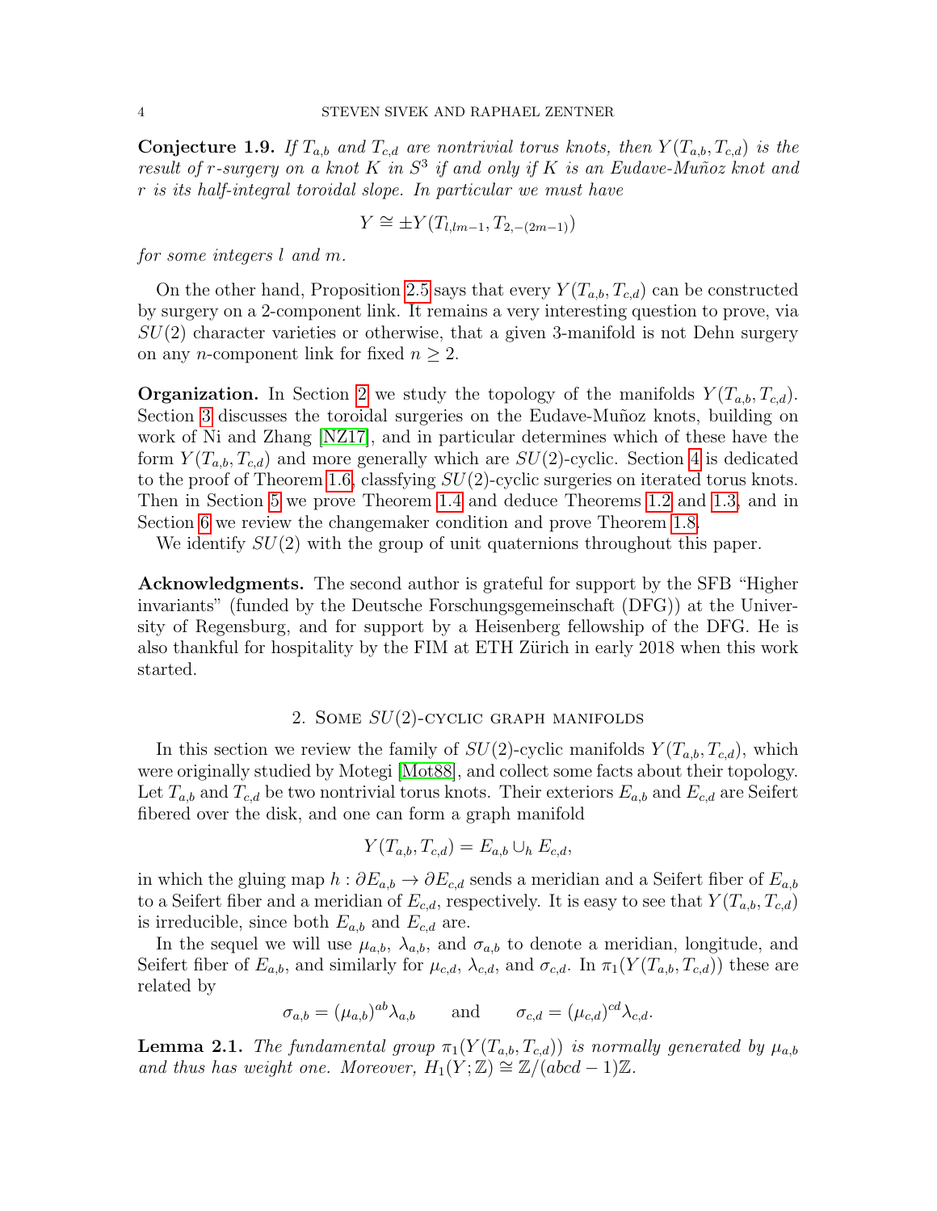**Conjecture 1.9.** *If $T_{a,b}$ and $T_{c,d}$ are nontrivial torus knots, then $Y(T_{a,b}, T_{c,d})$ is the result of $r$-surgery on a knot $K$ in $S^3$ if and only if $K$ is an Eudave-Muñoz knot and $r$ is its half-integral toroidal slope. In particular we must have*

$$Y \cong \pm Y(T_{l,lm-1}, T_{2,-(2m-1)})$$

*for some integers $l$ and $m$.*

On the other hand, Proposition 2.5 says that every $Y(T_{a,b}, T_{c,d})$ can be constructed by surgery on a 2-component link. It remains a very interesting question to prove, via $SU(2)$ character varieties or otherwise, that a given 3-manifold is not Dehn surgery on any $n$-component link for fixed $n \geq 2$.

**Organization.** In Section 2 we study the topology of the manifolds $Y(T_{a,b}, T_{c,d})$. Section 3 discusses the toroidal surgeries on the Eudave-Muñoz knots, building on work of Ni and Zhang [NZ17], and in particular determines which of these have the form $Y(T_{a,b}, T_{c,d})$ and more generally which are $SU(2)$-cyclic. Section 4 is dedicated to the proof of Theorem 1.6, classfying $SU(2)$-cyclic surgeries on iterated torus knots. Then in Section 5 we prove Theorem 1.4 and deduce Theorems 1.2 and 1.3, and in Section 6 we review the changemaker condition and prove Theorem 1.8.

We identify $SU(2)$ with the group of unit quaternions throughout this paper.

**Acknowledgments.** The second author is grateful for support by the SFB "Higher invariants" (funded by the Deutsche Forschungsgemeinschaft (DFG)) at the University of Regensburg, and for support by a Heisenberg fellowship of the DFG. He is also thankful for hospitality by the FIM at ETH Zürich in early 2018 when this work started.

## 2. Some $SU(2)$-cyclic graph manifolds

In this section we review the family of $SU(2)$-cyclic manifolds $Y(T_{a,b}, T_{c,d})$, which were originally studied by Motegi [Mot88], and collect some facts about their topology. Let $T_{a,b}$ and $T_{c,d}$ be two nontrivial torus knots. Their exteriors $E_{a,b}$ and $E_{c,d}$ are Seifert fibered over the disk, and one can form a graph manifold

$$Y(T_{a,b}, T_{c,d}) = E_{a,b} \cup_h E_{c,d},$$

in which the gluing map $h : \partial E_{a,b} \to \partial E_{c,d}$ sends a meridian and a Seifert fiber of $E_{a,b}$ to a Seifert fiber and a meridian of $E_{c,d}$, respectively. It is easy to see that $Y(T_{a,b}, T_{c,d})$ is irreducible, since both $E_{a,b}$ and $E_{c,d}$ are.

In the sequel we will use $\mu_{a,b}$, $\lambda_{a,b}$, and $\sigma_{a,b}$ to denote a meridian, longitude, and Seifert fiber of $E_{a,b}$, and similarly for $\mu_{c,d}$, $\lambda_{c,d}$, and $\sigma_{c,d}$. In $\pi_1(Y(T_{a,b}, T_{c,d}))$ these are related by

$$\sigma_{a,b} = (\mu_{a,b})^{ab}\lambda_{a,b} \qquad \text{and} \qquad \sigma_{c,d} = (\mu_{c,d})^{cd}\lambda_{c,d}.$$

**Lemma 2.1.** *The fundamental group $\pi_1(Y(T_{a,b}, T_{c,d}))$ is normally generated by $\mu_{a,b}$ and thus has weight one. Moreover, $H_1(Y; \mathbb{Z}) \cong \mathbb{Z}/(abcd - 1)\mathbb{Z}$.*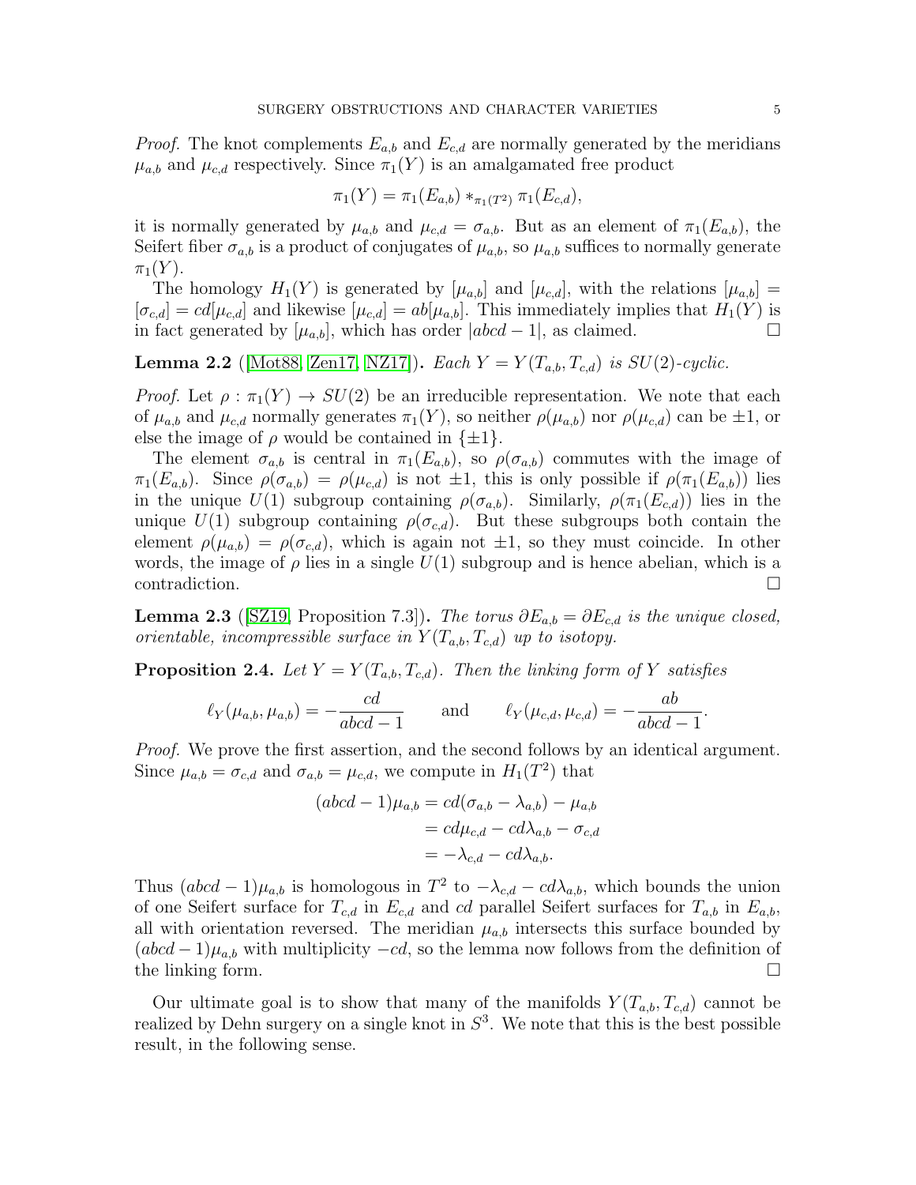*Proof.* The knot complements $E_{a,b}$ and $E_{c,d}$ are normally generated by the meridians $\mu_{a,b}$ and $\mu_{c,d}$ respectively. Since $\pi_1(Y)$ is an amalgamated free product

$$\pi_1(Y) = \pi_1(E_{a,b}) *_{\pi_1(T^2)} \pi_1(E_{c,d}),$$

it is normally generated by $\mu_{a,b}$ and $\mu_{c,d} = \sigma_{a,b}$. But as an element of $\pi_1(E_{a,b})$, the Seifert fiber $\sigma_{a,b}$ is a product of conjugates of $\mu_{a,b}$, so $\mu_{a,b}$ suffices to normally generate $\pi_1(Y)$.

The homology $H_1(Y)$ is generated by $[\mu_{a,b}]$ and $[\mu_{c,d}]$, with the relations $[\mu_{a,b}] = [\sigma_{c,d}] = cd[\mu_{c,d}]$ and likewise $[\mu_{c,d}] = ab[\mu_{a,b}]$. This immediately implies that $H_1(Y)$ is in fact generated by $[\mu_{a,b}]$, which has order $|abcd - 1|$, as claimed. □

**Lemma 2.2** ([Mot88, Zen17, NZ17])**.** *Each $Y = Y(T_{a,b}, T_{c,d})$ is $SU(2)$-cyclic.*

*Proof.* Let $\rho : \pi_1(Y) \to SU(2)$ be an irreducible representation. We note that each of $\mu_{a,b}$ and $\mu_{c,d}$ normally generates $\pi_1(Y)$, so neither $\rho(\mu_{a,b})$ nor $\rho(\mu_{c,d})$ can be $\pm 1$, or else the image of $\rho$ would be contained in $\{\pm 1\}$.

The element $\sigma_{a,b}$ is central in $\pi_1(E_{a,b})$, so $\rho(\sigma_{a,b})$ commutes with the image of $\pi_1(E_{a,b})$. Since $\rho(\sigma_{a,b}) = \rho(\mu_{c,d})$ is not $\pm 1$, this is only possible if $\rho(\pi_1(E_{a,b}))$ lies in the unique $U(1)$ subgroup containing $\rho(\sigma_{a,b})$. Similarly, $\rho(\pi_1(E_{c,d}))$ lies in the unique $U(1)$ subgroup containing $\rho(\sigma_{c,d})$. But these subgroups both contain the element $\rho(\mu_{a,b}) = \rho(\sigma_{c,d})$, which is again not $\pm 1$, so they must coincide. In other words, the image of $\rho$ lies in a single $U(1)$ subgroup and is hence abelian, which is a contradiction. □

**Lemma 2.3** ([SZ19, Proposition 7.3])**.** *The torus $\partial E_{a,b} = \partial E_{c,d}$ is the unique closed, orientable, incompressible surface in $Y(T_{a,b}, T_{c,d})$ up to isotopy.*

**Proposition 2.4.** *Let $Y = Y(T_{a,b}, T_{c,d})$. Then the linking form of $Y$ satisfies*

$$\ell_Y(\mu_{a,b}, \mu_{a,b}) = -\frac{cd}{abcd - 1} \qquad \text{and} \qquad \ell_Y(\mu_{c,d}, \mu_{c,d}) = -\frac{ab}{abcd - 1}.$$

*Proof.* We prove the first assertion, and the second follows by an identical argument. Since $\mu_{a,b} = \sigma_{c,d}$ and $\sigma_{a,b} = \mu_{c,d}$, we compute in $H_1(T^2)$ that

$$\begin{aligned}
(abcd - 1)\mu_{a,b} &= cd(\sigma_{a,b} - \lambda_{a,b}) - \mu_{a,b} \\
&= cd\mu_{c,d} - cd\lambda_{a,b} - \sigma_{c,d} \\
&= -\lambda_{c,d} - cd\lambda_{a,b}.
\end{aligned}$$

Thus $(abcd - 1)\mu_{a,b}$ is homologous in $T^2$ to $-\lambda_{c,d} - cd\lambda_{a,b}$, which bounds the union of one Seifert surface for $T_{c,d}$ in $E_{c,d}$ and $cd$ parallel Seifert surfaces for $T_{a,b}$ in $E_{a,b}$, all with orientation reversed. The meridian $\mu_{a,b}$ intersects this surface bounded by $(abcd - 1)\mu_{a,b}$ with multiplicity $-cd$, so the lemma now follows from the definition of the linking form. □

Our ultimate goal is to show that many of the manifolds $Y(T_{a,b}, T_{c,d})$ cannot be realized by Dehn surgery on a single knot in $S^3$. We note that this is the best possible result, in the following sense.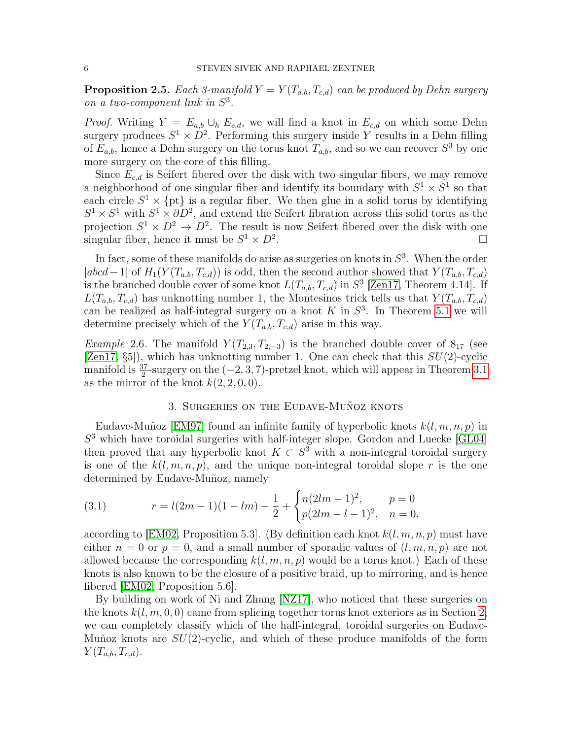**Proposition 2.5.** *Each 3-manifold $Y = Y(T_{a,b}, T_{c,d})$ can be produced by Dehn surgery on a two-component link in $S^3$.*

*Proof.* Writing $Y = E_{a,b} \cup_h E_{c,d}$, we will find a knot in $E_{c,d}$ on which some Dehn surgery produces $S^1 \times D^2$. Performing this surgery inside $Y$ results in a Dehn filling of $E_{a,b}$, hence a Dehn surgery on the torus knot $T_{a,b}$, and so we can recover $S^3$ by one more surgery on the core of this filling.

Since $E_{c,d}$ is Seifert fibered over the disk with two singular fibers, we may remove a neighborhood of one singular fiber and identify its boundary with $S^1 \times S^1$ so that each circle $S^1 \times \{\text{pt}\}$ is a regular fiber. We then glue in a solid torus by identifying $S^1 \times S^1$ with $S^1 \times \partial D^2$, and extend the Seifert fibration across this solid torus as the projection $S^1 \times D^2 \to D^2$. The result is now Seifert fibered over the disk with one singular fiber, hence it must be $S^1 \times D^2$. □

In fact, some of these manifolds do arise as surgeries on knots in $S^3$. When the order $|abcd - 1|$ of $H_1(Y(T_{a,b}, T_{c,d}))$ is odd, then the second author showed that $Y(T_{a,b}, T_{c,d})$ is the branched double cover of some knot $L(T_{a,b}, T_{c,d})$ in $S^3$ [Zen17, Theorem 4.14]. If $L(T_{a,b}, T_{c,d})$ has unknotting number 1, the Montesinos trick tells us that $Y(T_{a,b}, T_{c,d})$ can be realized as half-integral surgery on a knot $K$ in $S^3$. In Theorem 5.1 we will determine precisely which of the $Y(T_{a,b}, T_{c,d})$ arise in this way.

*Example* 2.6. The manifold $Y(T_{2,3}, T_{2,-3})$ is the branched double cover of $8_{17}$ (see [Zen17, §5]), which has unknotting number 1. One can check that this $SU(2)$-cyclic manifold is $\frac{37}{2}$-surgery on the $(-2, 3, 7)$-pretzel knot, which will appear in Theorem 3.1 as the mirror of the knot $k(2, 2, 0, 0)$.

## 3. Surgeries on the Eudave-Muñoz knots

Eudave-Muñoz [EM97] found an infinite family of hyperbolic knots $k(l, m, n, p)$ in $S^3$ which have toroidal surgeries with half-integer slope. Gordon and Luecke [GL04] then proved that any hyperbolic knot $K \subset S^3$ with a non-integral toroidal surgery is one of the $k(l, m, n, p)$, and the unique non-integral toroidal slope $r$ is the one determined by Eudave-Muñoz, namely

$$r = l(2m-1)(1-lm) - \frac{1}{2} + \begin{cases} n(2lm-1)^2, & p = 0 \\ p(2lm-l-1)^2, & n = 0, \end{cases} \tag{3.1}$$

according to [EM02, Proposition 5.3]. (By definition each knot $k(l, m, n, p)$ must have either $n = 0$ or $p = 0$, and a small number of sporadic values of $(l, m, n, p)$ are not allowed because the corresponding $k(l, m, n, p)$ would be a torus knot.) Each of these knots is also known to be the closure of a positive braid, up to mirroring, and is hence fibered [EM02, Proposition 5.6].

By building on work of Ni and Zhang [NZ17], who noticed that these surgeries on the knots $k(l, m, 0, 0)$ came from splicing together torus knot exteriors as in Section 2, we can completely classify which of the half-integral, toroidal surgeries on Eudave-Muñoz knots are $SU(2)$-cyclic, and which of these produce manifolds of the form $Y(T_{a,b}, T_{c,d})$.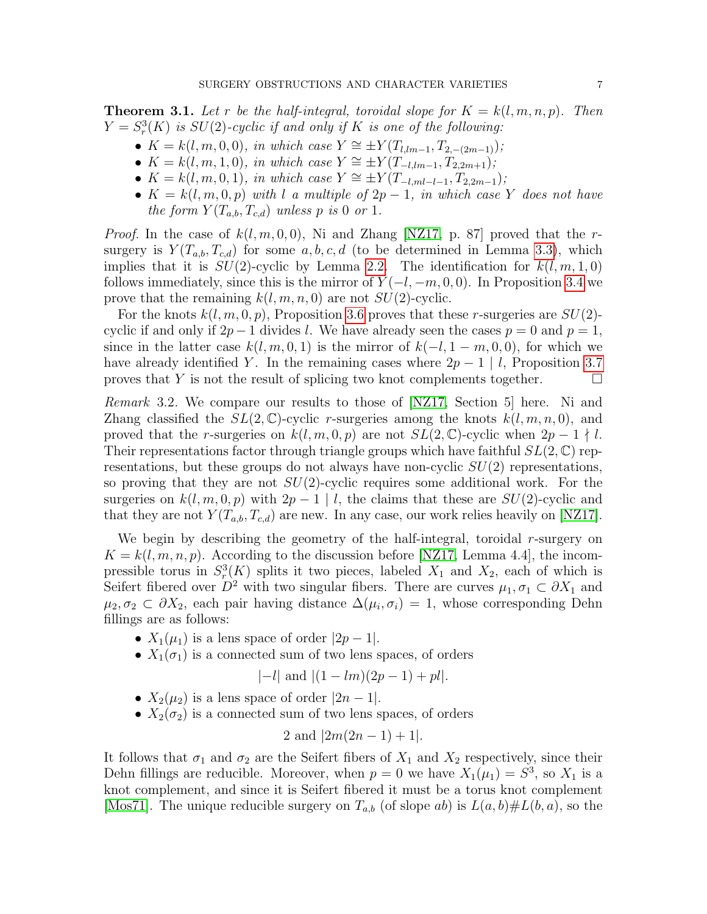**Theorem 3.1.** *Let $r$ be the half-integral, toroidal slope for $K = k(l,m,n,p)$. Then $Y = S^3_r(K)$ is $SU(2)$-cyclic if and only if $K$ is one of the following:*

- *$K = k(l,m,0,0)$, in which case $Y \cong \pm Y(T_{l,lm-1}, T_{2,-(2m-1)})$;*
- *$K = k(l,m,1,0)$, in which case $Y \cong \pm Y(T_{-l,lm-1}, T_{2,2m+1})$;*
- *$K = k(l,m,0,1)$, in which case $Y \cong \pm Y(T_{-l,ml-l-1}, T_{2,2m-1})$;*
- *$K = k(l,m,0,p)$ with $l$ a multiple of $2p-1$, in which case $Y$ does not have the form $Y(T_{a,b}, T_{c,d})$ unless $p$ is $0$ or $1$.*

*Proof.* In the case of $k(l,m,0,0)$, Ni and Zhang [NZ17, p. 87] proved that the $r$-surgery is $Y(T_{a,b}, T_{c,d})$ for some $a,b,c,d$ (to be determined in Lemma 3.3), which implies that it is $SU(2)$-cyclic by Lemma 2.2. The identification for $k(l,m,1,0)$ follows immediately, since this is the mirror of $Y(-l,-m,0,0)$. In Proposition 3.4 we prove that the remaining $k(l,m,n,0)$ are not $SU(2)$-cyclic.

For the knots $k(l,m,0,p)$, Proposition 3.6 proves that these $r$-surgeries are $SU(2)$-cyclic if and only if $2p-1$ divides $l$. We have already seen the cases $p=0$ and $p=1$, since in the latter case $k(l,m,0,1)$ is the mirror of $k(-l,1-m,0,0)$, for which we have already identified $Y$. In the remaining cases where $2p-1 \mid l$, Proposition 3.7 proves that $Y$ is not the result of splicing two knot complements together. $\square$

*Remark* 3.2. We compare our results to those of [NZ17, Section 5] here. Ni and Zhang classified the $SL(2,\mathbb{C})$-cyclic $r$-surgeries among the knots $k(l,m,n,0)$, and proved that the $r$-surgeries on $k(l,m,0,p)$ are not $SL(2,\mathbb{C})$-cyclic when $2p-1 \nmid l$. Their representations factor through triangle groups which have faithful $SL(2,\mathbb{C})$ representations, but these groups do not always have non-cyclic $SU(2)$ representations, so proving that they are not $SU(2)$-cyclic requires some additional work. For the surgeries on $k(l,m,0,p)$ with $2p-1 \mid l$, the claims that these are $SU(2)$-cyclic and that they are not $Y(T_{a,b}, T_{c,d})$ are new. In any case, our work relies heavily on [NZ17].

We begin by describing the geometry of the half-integral, toroidal $r$-surgery on $K = k(l,m,n,p)$. According to the discussion before [NZ17, Lemma 4.4], the incompressible torus in $S^3_r(K)$ splits it two pieces, labeled $X_1$ and $X_2$, each of which is Seifert fibered over $D^2$ with two singular fibers. There are curves $\mu_1, \sigma_1 \subset \partial X_1$ and $\mu_2, \sigma_2 \subset \partial X_2$, each pair having distance $\Delta(\mu_i, \sigma_i) = 1$, whose corresponding Dehn fillings are as follows:

- $X_1(\mu_1)$ is a lens space of order $|2p-1|$.
- $X_1(\sigma_1)$ is a connected sum of two lens spaces, of orders
$$|-l| \text{ and } |(1-lm)(2p-1)+pl|.$$
- $X_2(\mu_2)$ is a lens space of order $|2n-1|$.
- $X_2(\sigma_2)$ is a connected sum of two lens spaces, of orders
$$2 \text{ and } |2m(2n-1)+1|.$$

It follows that $\sigma_1$ and $\sigma_2$ are the Seifert fibers of $X_1$ and $X_2$ respectively, since their Dehn fillings are reducible. Moreover, when $p=0$ we have $X_1(\mu_1) = S^3$, so $X_1$ is a knot complement, and since it is Seifert fibered it must be a torus knot complement [Mos71]. The unique reducible surgery on $T_{a,b}$ (of slope $ab$) is $L(a,b)\#L(b,a)$, so the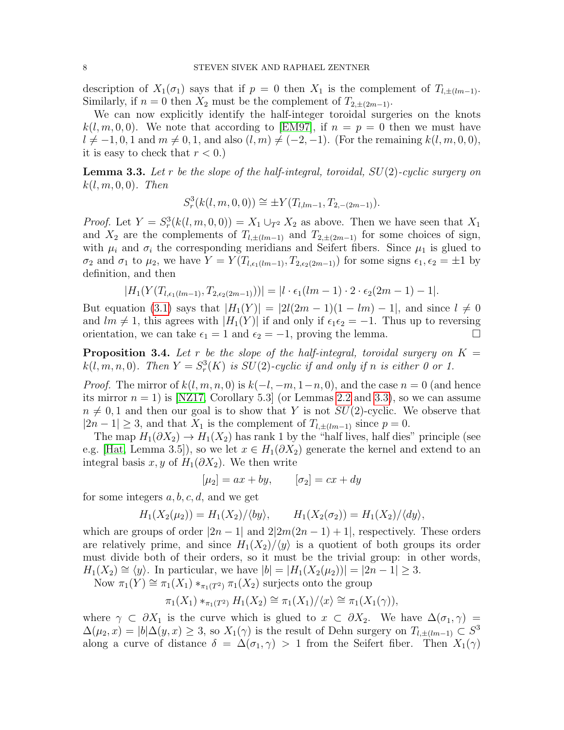description of $X_1(\sigma_1)$ says that if $p = 0$ then $X_1$ is the complement of $T_{l,\pm(lm-1)}$. Similarly, if $n = 0$ then $X_2$ must be the complement of $T_{2,\pm(2m-1)}$.

We can now explicitly identify the half-integer toroidal surgeries on the knots $k(l, m, 0, 0)$. We note that according to [EM97], if $n = p = 0$ then we must have $l \neq -1, 0, 1$ and $m \neq 0, 1$, and also $(l, m) \neq (-2, -1)$. (For the remaining $k(l, m, 0, 0)$, it is easy to check that $r < 0$.)

**Lemma 3.3.** *Let $r$ be the slope of the half-integral, toroidal, $SU(2)$-cyclic surgery on $k(l, m, 0, 0)$. Then*

$$S^3_r(k(l, m, 0, 0)) \cong \pm Y(T_{l,lm-1}, T_{2,-(2m-1)}).$$

*Proof.* Let $Y = S^3_r(k(l, m, 0, 0)) = X_1 \cup_{T^2} X_2$ as above. Then we have seen that $X_1$ and $X_2$ are the complements of $T_{l,\pm(lm-1)}$ and $T_{2,\pm(2m-1)}$ for some choices of sign, with $\mu_i$ and $\sigma_i$ the corresponding meridians and Seifert fibers. Since $\mu_1$ is glued to $\sigma_2$ and $\sigma_1$ to $\mu_2$, we have $Y = Y(T_{l,\epsilon_1(lm-1)}, T_{2,\epsilon_2(2m-1)})$ for some signs $\epsilon_1, \epsilon_2 = \pm 1$ by definition, and then

$$|H_1(Y(T_{l,\epsilon_1(lm-1)}, T_{2,\epsilon_2(2m-1)}))| = |l \cdot \epsilon_1(lm-1) \cdot 2 \cdot \epsilon_2(2m-1) - 1|.$$

But equation (3.1) says that $|H_1(Y)| = |2l(2m-1)(1-lm) - 1|$, and since $l \neq 0$ and $lm \neq 1$, this agrees with $|H_1(Y)|$ if and only if $\epsilon_1\epsilon_2 = -1$. Thus up to reversing orientation, we can take $\epsilon_1 = 1$ and $\epsilon_2 = -1$, proving the lemma. □

**Proposition 3.4.** *Let $r$ be the slope of the half-integral, toroidal surgery on $K = k(l, m, n, 0)$. Then $Y = S^3_r(K)$ is $SU(2)$-cyclic if and only if $n$ is either 0 or 1.*

*Proof.* The mirror of $k(l, m, n, 0)$ is $k(-l, -m, 1-n, 0)$, and the case $n = 0$ (and hence its mirror $n = 1$) is [NZ17, Corollary 5.3] (or Lemmas 2.2 and 3.3), so we can assume $n \neq 0, 1$ and then our goal is to show that $Y$ is not $SU(2)$-cyclic. We observe that $|2n - 1| \geq 3$, and that $X_1$ is the complement of $T_{l,\pm(lm-1)}$ since $p = 0$.

The map $H_1(\partial X_2) \to H_1(X_2)$ has rank 1 by the "half lives, half dies" principle (see e.g. [Hat, Lemma 3.5]), so we let $x \in H_1(\partial X_2)$ generate the kernel and extend to an integral basis $x, y$ of $H_1(\partial X_2)$. We then write

$$[\mu_2] = ax + by, \qquad [\sigma_2] = cx + dy$$

for some integers $a, b, c, d$, and we get

$$H_1(X_2(\mu_2)) = H_1(X_2)/\langle by \rangle, \qquad H_1(X_2(\sigma_2)) = H_1(X_2)/\langle dy \rangle,$$

which are groups of order $|2n - 1|$ and $2|2m(2n - 1) + 1|$, respectively. These orders are relatively prime, and since $H_1(X_2)/\langle y \rangle$ is a quotient of both groups its order must divide both of their orders, so it must be the trivial group: in other words, $H_1(X_2) \cong \langle y \rangle$. In particular, we have $|b| = |H_1(X_2(\mu_2))| = |2n - 1| \geq 3$.

Now $\pi_1(Y) \cong \pi_1(X_1) *_{\pi_1(T^2)} \pi_1(X_2)$ surjects onto the group

$$\pi_1(X_1) *_{\pi_1(T^2)} H_1(X_2) \cong \pi_1(X_1)/\langle x \rangle \cong \pi_1(X_1(\gamma)),$$

where $\gamma \subset \partial X_1$ is the curve which is glued to $x \subset \partial X_2$. We have $\Delta(\sigma_1, \gamma) = \Delta(\mu_2, x) = |b|\Delta(y, x) \geq 3$, so $X_1(\gamma)$ is the result of Dehn surgery on $T_{l,\pm(lm-1)} \subset S^3$ along a curve of distance $\delta = \Delta(\sigma_1, \gamma) > 1$ from the Seifert fiber. Then $X_1(\gamma)$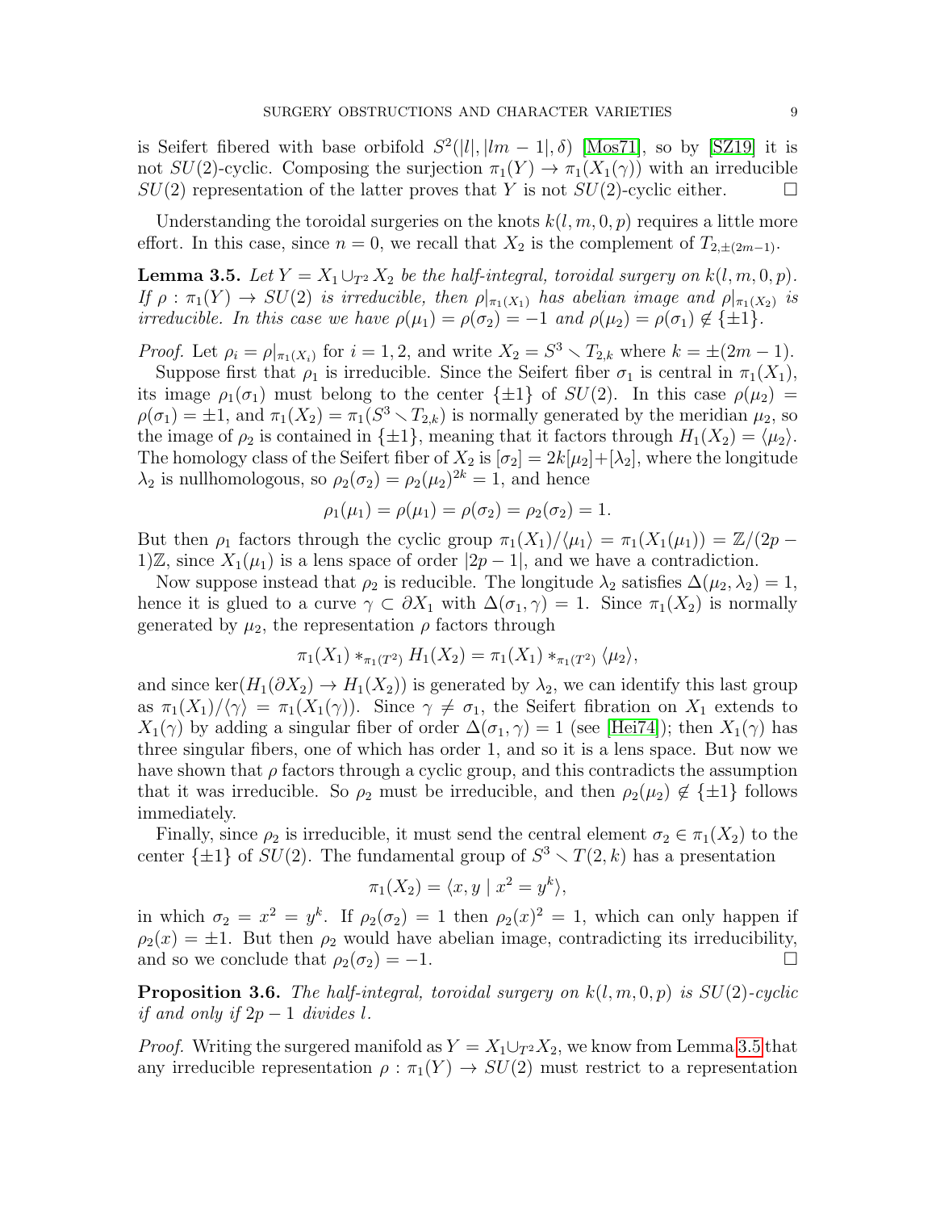is Seifert fibered with base orbifold $S^2(|l|, |lm-1|, \delta)$ [Mos71], so by [SZ19] it is not $SU(2)$-cyclic. Composing the surjection $\pi_1(Y) \to \pi_1(X_1(\gamma))$ with an irreducible $SU(2)$ representation of the latter proves that $Y$ is not $SU(2)$-cyclic either. $\square$

Understanding the toroidal surgeries on the knots $k(l, m, 0, p)$ requires a little more effort. In this case, since $n = 0$, we recall that $X_2$ is the complement of $T_{2,\pm(2m-1)}$.

**Lemma 3.5.** *Let $Y = X_1 \cup_{T^2} X_2$ be the half-integral, toroidal surgery on $k(l, m, 0, p)$. If $\rho : \pi_1(Y) \to SU(2)$ is irreducible, then $\rho|_{\pi_1(X_1)}$ has abelian image and $\rho|_{\pi_1(X_2)}$ is irreducible. In this case we have $\rho(\mu_1) = \rho(\sigma_2) = -1$ and $\rho(\mu_2) = \rho(\sigma_1) \not\in \{\pm 1\}$.*

*Proof.* Let $\rho_i = \rho|_{\pi_1(X_i)}$ for $i = 1, 2$, and write $X_2 = S^3 \setminus T_{2,k}$ where $k = \pm(2m-1)$.

Suppose first that $\rho_1$ is irreducible. Since the Seifert fiber $\sigma_1$ is central in $\pi_1(X_1)$, its image $\rho_1(\sigma_1)$ must belong to the center $\{\pm 1\}$ of $SU(2)$. In this case $\rho(\mu_2) = \rho(\sigma_1) = \pm 1$, and $\pi_1(X_2) = \pi_1(S^3 \setminus T_{2,k})$ is normally generated by the meridian $\mu_2$, so the image of $\rho_2$ is contained in $\{\pm 1\}$, meaning that it factors through $H_1(X_2) = \langle \mu_2 \rangle$. The homology class of the Seifert fiber of $X_2$ is $[\sigma_2] = 2k[\mu_2] + [\lambda_2]$, where the longitude $\lambda_2$ is nullhomologous, so $\rho_2(\sigma_2) = \rho_2(\mu_2)^{2k} = 1$, and hence

$$\rho_1(\mu_1) = \rho(\mu_1) = \rho(\sigma_2) = \rho_2(\sigma_2) = 1.$$

But then $\rho_1$ factors through the cyclic group $\pi_1(X_1)/\langle \mu_1 \rangle = \pi_1(X_1(\mu_1)) = \mathbb{Z}/(2p-1)\mathbb{Z}$, since $X_1(\mu_1)$ is a lens space of order $|2p-1|$, and we have a contradiction.

Now suppose instead that $\rho_2$ is reducible. The longitude $\lambda_2$ satisfies $\Delta(\mu_2, \lambda_2) = 1$, hence it is glued to a curve $\gamma \subset \partial X_1$ with $\Delta(\sigma_1, \gamma) = 1$. Since $\pi_1(X_2)$ is normally generated by $\mu_2$, the representation $\rho$ factors through

$$\pi_1(X_1) *_{\pi_1(T^2)} H_1(X_2) = \pi_1(X_1) *_{\pi_1(T^2)} \langle \mu_2 \rangle,$$

and since $\ker(H_1(\partial X_2) \to H_1(X_2))$ is generated by $\lambda_2$, we can identify this last group as $\pi_1(X_1)/\langle \gamma \rangle = \pi_1(X_1(\gamma))$. Since $\gamma \neq \sigma_1$, the Seifert fibration on $X_1$ extends to $X_1(\gamma)$ by adding a singular fiber of order $\Delta(\sigma_1, \gamma) = 1$ (see [Hei74]); then $X_1(\gamma)$ has three singular fibers, one of which has order 1, and so it is a lens space. But now we have shown that $\rho$ factors through a cyclic group, and this contradicts the assumption that it was irreducible. So $\rho_2$ must be irreducible, and then $\rho_2(\mu_2) \not\in \{\pm 1\}$ follows immediately.

Finally, since $\rho_2$ is irreducible, it must send the central element $\sigma_2 \in \pi_1(X_2)$ to the center $\{\pm 1\}$ of $SU(2)$. The fundamental group of $S^3 \setminus T(2, k)$ has a presentation

$$\pi_1(X_2) = \langle x, y \mid x^2 = y^k \rangle,$$

in which $\sigma_2 = x^2 = y^k$. If $\rho_2(\sigma_2) = 1$ then $\rho_2(x)^2 = 1$, which can only happen if $\rho_2(x) = \pm 1$. But then $\rho_2$ would have abelian image, contradicting its irreducibility, and so we conclude that $\rho_2(\sigma_2) = -1$. $\square$

**Proposition 3.6.** *The half-integral, toroidal surgery on $k(l, m, 0, p)$ is $SU(2)$-cyclic if and only if $2p-1$ divides $l$.*

*Proof.* Writing the surgered manifold as $Y = X_1 \cup_{T^2} X_2$, we know from Lemma 3.5 that any irreducible representation $\rho : \pi_1(Y) \to SU(2)$ must restrict to a representation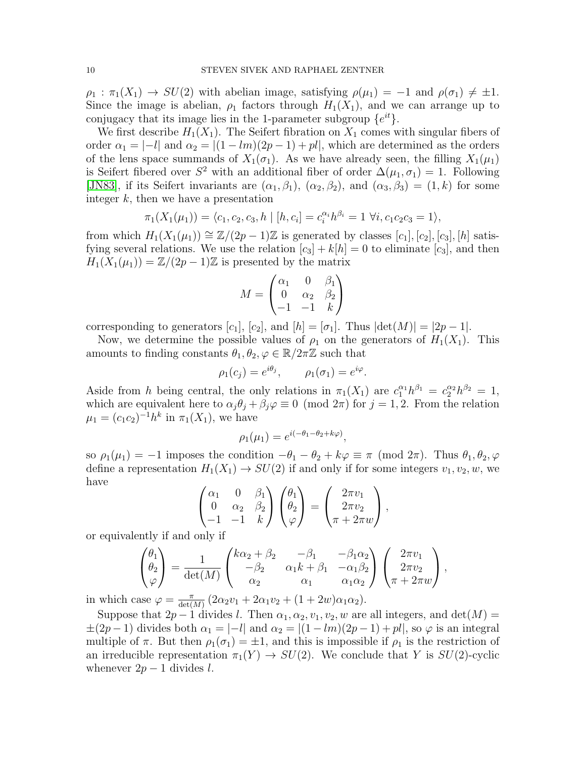$\rho_1 : \pi_1(X_1) \to SU(2)$ with abelian image, satisfying $\rho(\mu_1) = -1$ and $\rho(\sigma_1) \neq \pm 1$. Since the image is abelian, $\rho_1$ factors through $H_1(X_1)$, and we can arrange up to conjugacy that its image lies in the 1-parameter subgroup $\{e^{it}\}$.

We first describe $H_1(X_1)$. The Seifert fibration on $X_1$ comes with singular fibers of order $\alpha_1 = |-l|$ and $\alpha_2 = |(1-lm)(2p-1)+pl|$, which are determined as the orders of the lens space summands of $X_1(\sigma_1)$. As we have already seen, the filling $X_1(\mu_1)$ is Seifert fibered over $S^2$ with an additional fiber of order $\Delta(\mu_1, \sigma_1) = 1$. Following [JN83], if its Seifert invariants are $(\alpha_1, \beta_1)$, $(\alpha_2, \beta_2)$, and $(\alpha_3, \beta_3) = (1, k)$ for some integer $k$, then we have a presentation

$$\pi_1(X_1(\mu_1)) = \langle c_1, c_2, c_3, h \mid [h, c_i] = c_i^{\alpha_i} h^{\beta_i} = 1 \ \forall i, c_1c_2c_3 = 1 \rangle,$$

from which $H_1(X_1(\mu_1)) \cong \mathbb{Z}/(2p-1)\mathbb{Z}$ is generated by classes $[c_1], [c_2], [c_3], [h]$ satisfying several relations. We use the relation $[c_3] + k[h] = 0$ to eliminate $[c_3]$, and then $H_1(X_1(\mu_1)) = \mathbb{Z}/(2p-1)\mathbb{Z}$ is presented by the matrix

$$M = \begin{pmatrix} \alpha_1 & 0 & \beta_1 \\ 0 & \alpha_2 & \beta_2 \\ -1 & -1 & k \end{pmatrix}$$

corresponding to generators $[c_1]$, $[c_2]$, and $[h] = [\sigma_1]$. Thus $|\det(M)| = |2p-1|$.

Now, we determine the possible values of $\rho_1$ on the generators of $H_1(X_1)$. This amounts to finding constants $\theta_1, \theta_2, \varphi \in \mathbb{R}/2\pi\mathbb{Z}$ such that

$$\rho_1(c_j) = e^{i\theta_j}, \qquad \rho_1(\sigma_1) = e^{i\varphi}.$$

Aside from $h$ being central, the only relations in $\pi_1(X_1)$ are $c_1^{\alpha_1}h^{\beta_1} = c_2^{\alpha_2}h^{\beta_2} = 1$, which are equivalent here to $\alpha_j\theta_j + \beta_j\varphi \equiv 0 \pmod{2\pi}$ for $j = 1, 2$. From the relation $\mu_1 = (c_1c_2)^{-1}h^k$ in $\pi_1(X_1)$, we have

$$\rho_1(\mu_1) = e^{i(-\theta_1 - \theta_2 + k\varphi)},$$

so $\rho_1(\mu_1) = -1$ imposes the condition $-\theta_1 - \theta_2 + k\varphi \equiv \pi \pmod{2\pi}$. Thus $\theta_1, \theta_2, \varphi$ define a representation $H_1(X_1) \to SU(2)$ if and only if for some integers $v_1, v_2, w$, we have

$$\begin{pmatrix} \alpha_1 & 0 & \beta_1 \\ 0 & \alpha_2 & \beta_2 \\ -1 & -1 & k \end{pmatrix} \begin{pmatrix} \theta_1 \\ \theta_2 \\ \varphi \end{pmatrix} = \begin{pmatrix} 2\pi v_1 \\ 2\pi v_2 \\ \pi + 2\pi w \end{pmatrix},$$

or equivalently if and only if

$$\begin{pmatrix} \theta_1 \\ \theta_2 \\ \varphi \end{pmatrix} = \frac{1}{\det(M)} \begin{pmatrix} k\alpha_2 + \beta_2 & -\beta_1 & -\beta_1\alpha_2 \\ -\beta_2 & \alpha_1 k + \beta_1 & -\alpha_1\beta_2 \\ \alpha_2 & \alpha_1 & \alpha_1\alpha_2 \end{pmatrix} \begin{pmatrix} 2\pi v_1 \\ 2\pi v_2 \\ \pi + 2\pi w \end{pmatrix},$$

in which case $\varphi = \frac{\pi}{\det(M)}\left(2\alpha_2 v_1 + 2\alpha_1 v_2 + (1+2w)\alpha_1\alpha_2\right)$.

Suppose that $2p-1$ divides $l$. Then $\alpha_1, \alpha_2, v_1, v_2, w$ are all integers, and $\det(M) = \pm(2p-1)$ divides both $\alpha_1 = |-l|$ and $\alpha_2 = |(1-lm)(2p-1)+pl|$, so $\varphi$ is an integral multiple of $\pi$. But then $\rho_1(\sigma_1) = \pm 1$, and this is impossible if $\rho_1$ is the restriction of an irreducible representation $\pi_1(Y) \to SU(2)$. We conclude that $Y$ is $SU(2)$-cyclic whenever $2p-1$ divides $l$.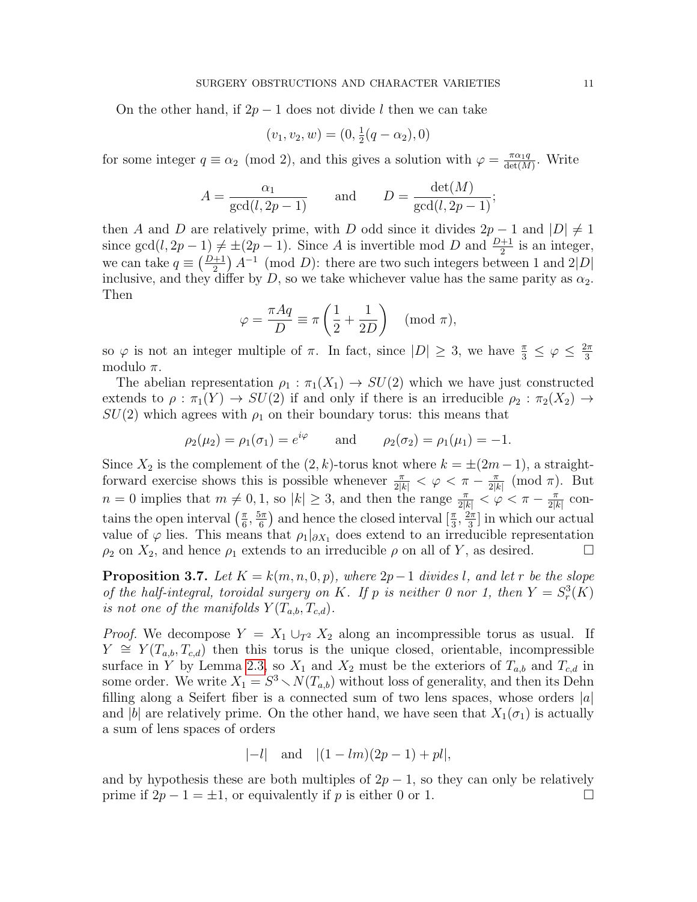On the other hand, if $2p-1$ does not divide $l$ then we can take

$$(v_1, v_2, w) = (0, \tfrac{1}{2}(q-\alpha_2), 0)$$

for some integer $q \equiv \alpha_2 \pmod 2$, and this gives a solution with $\varphi = \frac{\pi\alpha_1 q}{\det(M)}$. Write

$$A = \frac{\alpha_1}{\gcd(l, 2p-1)} \qquad \text{and} \qquad D = \frac{\det(M)}{\gcd(l, 2p-1)};$$

then $A$ and $D$ are relatively prime, with $D$ odd since it divides $2p-1$ and $|D| \neq 1$ since $\gcd(l, 2p-1) \neq \pm(2p-1)$. Since $A$ is invertible mod $D$ and $\frac{D+1}{2}$ is an integer, we can take $q \equiv \left(\frac{D+1}{2}\right) A^{-1} \pmod D$: there are two such integers between 1 and $2|D|$ inclusive, and they differ by $D$, so we take whichever value has the same parity as $\alpha_2$. Then

$$\varphi = \frac{\pi A q}{D} \equiv \pi\left(\frac{1}{2} + \frac{1}{2D}\right) \pmod \pi,$$

so $\varphi$ is not an integer multiple of $\pi$. In fact, since $|D| \geq 3$, we have $\frac{\pi}{3} \leq \varphi \leq \frac{2\pi}{3}$ modulo $\pi$.

The abelian representation $\rho_1 : \pi_1(X_1) \to SU(2)$ which we have just constructed extends to $\rho : \pi_1(Y) \to SU(2)$ if and only if there is an irreducible $\rho_2 : \pi_2(X_2) \to SU(2)$ which agrees with $\rho_1$ on their boundary torus: this means that

$$\rho_2(\mu_2) = \rho_1(\sigma_1) = e^{i\varphi} \qquad \text{and} \qquad \rho_2(\sigma_2) = \rho_1(\mu_1) = -1.$$

Since $X_2$ is the complement of the $(2,k)$-torus knot where $k = \pm(2m-1)$, a straightforward exercise shows this is possible whenever $\frac{\pi}{2|k|} < \varphi < \pi - \frac{\pi}{2|k|} \pmod \pi$. But $n = 0$ implies that $m \neq 0, 1$, so $|k| \geq 3$, and then the range $\frac{\pi}{2|k|} < \varphi < \pi - \frac{\pi}{2|k|}$ contains the open interval $\left(\frac{\pi}{6}, \frac{5\pi}{6}\right)$ and hence the closed interval $\left[\frac{\pi}{3}, \frac{2\pi}{3}\right]$ in which our actual value of $\varphi$ lies. This means that $\rho_1|_{\partial X_1}$ does extend to an irreducible representation $\rho_2$ on $X_2$, and hence $\rho_1$ extends to an irreducible $\rho$ on all of $Y$, as desired. ☐

**Proposition 3.7.** *Let $K = k(m, n, 0, p)$, where $2p-1$ divides $l$, and let $r$ be the slope of the half-integral, toroidal surgery on $K$. If $p$ is neither 0 nor 1, then $Y = S^3_r(K)$ is not one of the manifolds $Y(T_{a,b}, T_{c,d})$.*

*Proof.* We decompose $Y = X_1 \cup_{T^2} X_2$ along an incompressible torus as usual. If $Y \cong Y(T_{a,b}, T_{c,d})$ then this torus is the unique closed, orientable, incompressible surface in $Y$ by Lemma 2.3, so $X_1$ and $X_2$ must be the exteriors of $T_{a,b}$ and $T_{c,d}$ in some order. We write $X_1 = S^3 \setminus N(T_{a,b})$ without loss of generality, and then its Dehn filling along a Seifert fiber is a connected sum of two lens spaces, whose orders $|a|$ and $|b|$ are relatively prime. On the other hand, we have seen that $X_1(\sigma_1)$ is actually a sum of lens spaces of orders

$$|-l| \quad \text{and} \quad |(1-lm)(2p-1) + pl|,$$

and by hypothesis these are both multiples of $2p-1$, so they can only be relatively prime if $2p-1 = \pm 1$, or equivalently if $p$ is either 0 or 1. ☐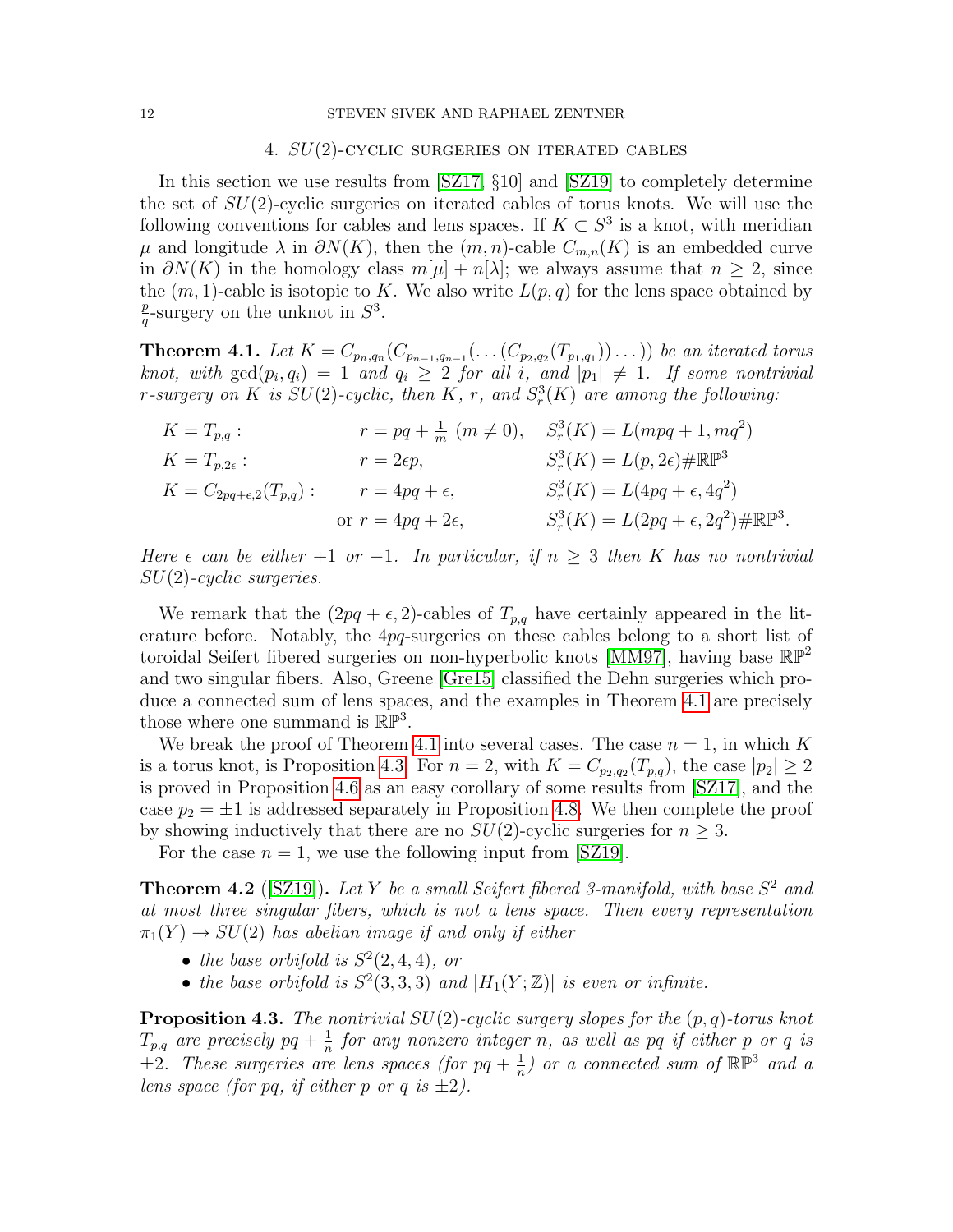## 4. $SU(2)$-cyclic surgeries on iterated cables

In this section we use results from [SZ17, §10] and [SZ19] to completely determine the set of $SU(2)$-cyclic surgeries on iterated cables of torus knots. We will use the following conventions for cables and lens spaces. If $K \subset S^3$ is a knot, with meridian $\mu$ and longitude $\lambda$ in $\partial N(K)$, then the $(m,n)$-cable $C_{m,n}(K)$ is an embedded curve in $\partial N(K)$ in the homology class $m[\mu] + n[\lambda]$; we always assume that $n \geq 2$, since the $(m,1)$-cable is isotopic to $K$. We also write $L(p,q)$ for the lens space obtained by $\frac{p}{q}$-surgery on the unknot in $S^3$.

**Theorem 4.1.** *Let $K = C_{p_n,q_n}(C_{p_{n-1},q_{n-1}}(\dots(C_{p_2,q_2}(T_{p_1,q_1}))\dots))$ be an iterated torus knot, with $\gcd(p_i,q_i) = 1$ and $q_i \geq 2$ for all $i$, and $|p_1| \neq 1$. If some nontrivial $r$-surgery on $K$ is $SU(2)$-cyclic, then $K$, $r$, and $S^3_r(K)$ are among the following:*

$$
\begin{array}{lll}
K = T_{p,q}: & r = pq + \frac{1}{m}\ (m \neq 0), & S^3_r(K) = L(mpq+1, mq^2) \\
K = T_{p,2\epsilon}: & r = 2\epsilon p, & S^3_r(K) = L(p, 2\epsilon) \# \mathbb{RP}^3 \\
K = C_{2pq+\epsilon,2}(T_{p,q}): & r = 4pq + \epsilon, & S^3_r(K) = L(4pq+\epsilon, 4q^2) \\
 & \text{or } r = 4pq + 2\epsilon, & S^3_r(K) = L(2pq+\epsilon, 2q^2) \# \mathbb{RP}^3.
\end{array}
$$

*Here $\epsilon$ can be either $+1$ or $-1$. In particular, if $n \geq 3$ then $K$ has no nontrivial $SU(2)$-cyclic surgeries.*

We remark that the $(2pq+\epsilon, 2)$-cables of $T_{p,q}$ have certainly appeared in the literature before. Notably, the $4pq$-surgeries on these cables belong to a short list of toroidal Seifert fibered surgeries on non-hyperbolic knots [MM97], having base $\mathbb{RP}^2$ and two singular fibers. Also, Greene [Gre15] classified the Dehn surgeries which produce a connected sum of lens spaces, and the examples in Theorem 4.1 are precisely those where one summand is $\mathbb{RP}^3$.

We break the proof of Theorem 4.1 into several cases. The case $n = 1$, in which $K$ is a torus knot, is Proposition 4.3. For $n = 2$, with $K = C_{p_2,q_2}(T_{p,q})$, the case $|p_2| \geq 2$ is proved in Proposition 4.6 as an easy corollary of some results from [SZ17], and the case $p_2 = \pm 1$ is addressed separately in Proposition 4.8. We then complete the proof by showing inductively that there are no $SU(2)$-cyclic surgeries for $n \geq 3$.

For the case $n = 1$, we use the following input from [SZ19].

**Theorem 4.2** ([SZ19]). *Let $Y$ be a small Seifert fibered 3-manifold, with base $S^2$ and at most three singular fibers, which is not a lens space. Then every representation $\pi_1(Y) \to SU(2)$ has abelian image if and only if either*

- *the base orbifold is $S^2(2,4,4)$, or*
- *the base orbifold is $S^2(3,3,3)$ and $|H_1(Y;\mathbb{Z})|$ is even or infinite.*

**Proposition 4.3.** *The nontrivial $SU(2)$-cyclic surgery slopes for the $(p,q)$-torus knot $T_{p,q}$ are precisely $pq + \frac{1}{n}$ for any nonzero integer $n$, as well as $pq$ if either $p$ or $q$ is $\pm 2$. These surgeries are lens spaces (for $pq + \frac{1}{n}$) or a connected sum of $\mathbb{RP}^3$ and a lens space (for $pq$, if either $p$ or $q$ is $\pm 2$).*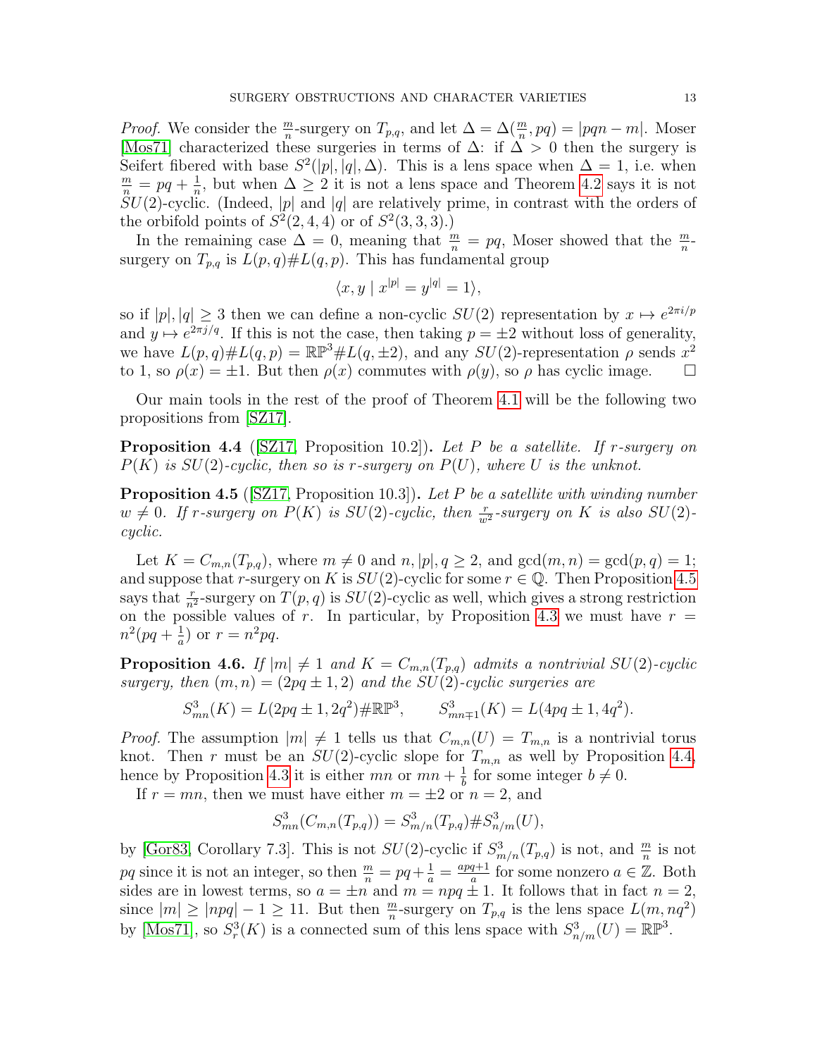*Proof.* We consider the $\frac{m}{n}$-surgery on $T_{p,q}$, and let $\Delta = \Delta(\frac{m}{n}, pq) = |pqn - m|$. Moser [Mos71] characterized these surgeries in terms of $\Delta$: if $\Delta > 0$ then the surgery is Seifert fibered with base $S^2(|p|, |q|, \Delta)$. This is a lens space when $\Delta = 1$, i.e. when $\frac{m}{n} = pq + \frac{1}{n}$, but when $\Delta \geq 2$ it is not a lens space and Theorem 4.2 says it is not $SU(2)$-cyclic. (Indeed, $|p|$ and $|q|$ are relatively prime, in contrast with the orders of the orbifold points of $S^2(2,4,4)$ or of $S^2(3,3,3)$.)

In the remaining case $\Delta = 0$, meaning that $\frac{m}{n} = pq$, Moser showed that the $\frac{m}{n}$-surgery on $T_{p,q}$ is $L(p,q)\#L(q,p)$. This has fundamental group

$$\langle x, y \mid x^{|p|} = y^{|q|} = 1 \rangle,$$

so if $|p|, |q| \geq 3$ then we can define a non-cyclic $SU(2)$ representation by $x \mapsto e^{2\pi i/p}$ and $y \mapsto e^{2\pi j/q}$. If this is not the case, then taking $p = \pm 2$ without loss of generality, we have $L(p,q)\#L(q,p) = \mathbb{RP}^3\#L(q,\pm 2)$, and any $SU(2)$-representation $\rho$ sends $x^2$ to 1, so $\rho(x) = \pm 1$. But then $\rho(x)$ commutes with $\rho(y)$, so $\rho$ has cyclic image. $\square$

Our main tools in the rest of the proof of Theorem 4.1 will be the following two propositions from [SZ17].

**Proposition 4.4** ([SZ17, Proposition 10.2])**.** *Let $P$ be a satellite. If $r$-surgery on $P(K)$ is $SU(2)$-cyclic, then so is $r$-surgery on $P(U)$, where $U$ is the unknot.*

**Proposition 4.5** ([SZ17, Proposition 10.3])**.** *Let $P$ be a satellite with winding number $w \neq 0$. If $r$-surgery on $P(K)$ is $SU(2)$-cyclic, then $\frac{r}{w^2}$-surgery on $K$ is also $SU(2)$-cyclic.*

Let $K = C_{m,n}(T_{p,q})$, where $m \neq 0$ and $n, |p|, q \geq 2$, and $\gcd(m,n) = \gcd(p,q) = 1$; and suppose that $r$-surgery on $K$ is $SU(2)$-cyclic for some $r \in \mathbb{Q}$. Then Proposition 4.5 says that $\frac{r}{n^2}$-surgery on $T(p,q)$ is $SU(2)$-cyclic as well, which gives a strong restriction on the possible values of $r$. In particular, by Proposition 4.3 we must have $r = n^2(pq + \frac{1}{a})$ or $r = n^2 pq$.

**Proposition 4.6.** *If $|m| \neq 1$ and $K = C_{m,n}(T_{p,q})$ admits a nontrivial $SU(2)$-cyclic surgery, then $(m,n) = (2pq \pm 1, 2)$ and the $SU(2)$-cyclic surgeries are*

$$S^3_{mn}(K) = L(2pq \pm 1, 2q^2)\#\mathbb{RP}^3, \qquad S^3_{mn\mp 1}(K) = L(4pq \pm 1, 4q^2).$$

*Proof.* The assumption $|m| \neq 1$ tells us that $C_{m,n}(U) = T_{m,n}$ is a nontrivial torus knot. Then $r$ must be an $SU(2)$-cyclic slope for $T_{m,n}$ as well by Proposition 4.4, hence by Proposition 4.3 it is either $mn$ or $mn + \frac{1}{b}$ for some integer $b \neq 0$.

If $r = mn$, then we must have either $m = \pm 2$ or $n = 2$, and

$$S^3_{mn}(C_{m,n}(T_{p,q})) = S^3_{m/n}(T_{p,q})\#S^3_{n/m}(U),$$

by [Gor83, Corollary 7.3]. This is not $SU(2)$-cyclic if $S^3_{m/n}(T_{p,q})$ is not, and $\frac{m}{n}$ is not $pq$ since it is not an integer, so then $\frac{m}{n} = pq + \frac{1}{a} = \frac{apq+1}{a}$ for some nonzero $a \in \mathbb{Z}$. Both sides are in lowest terms, so $a = \pm n$ and $m = npq \pm 1$. It follows that in fact $n = 2$, since $|m| \geq |npq| - 1 \geq 11$. But then $\frac{m}{n}$-surgery on $T_{p,q}$ is the lens space $L(m, nq^2)$ by [Mos71], so $S^3_r(K)$ is a connected sum of this lens space with $S^3_{n/m}(U) = \mathbb{RP}^3$.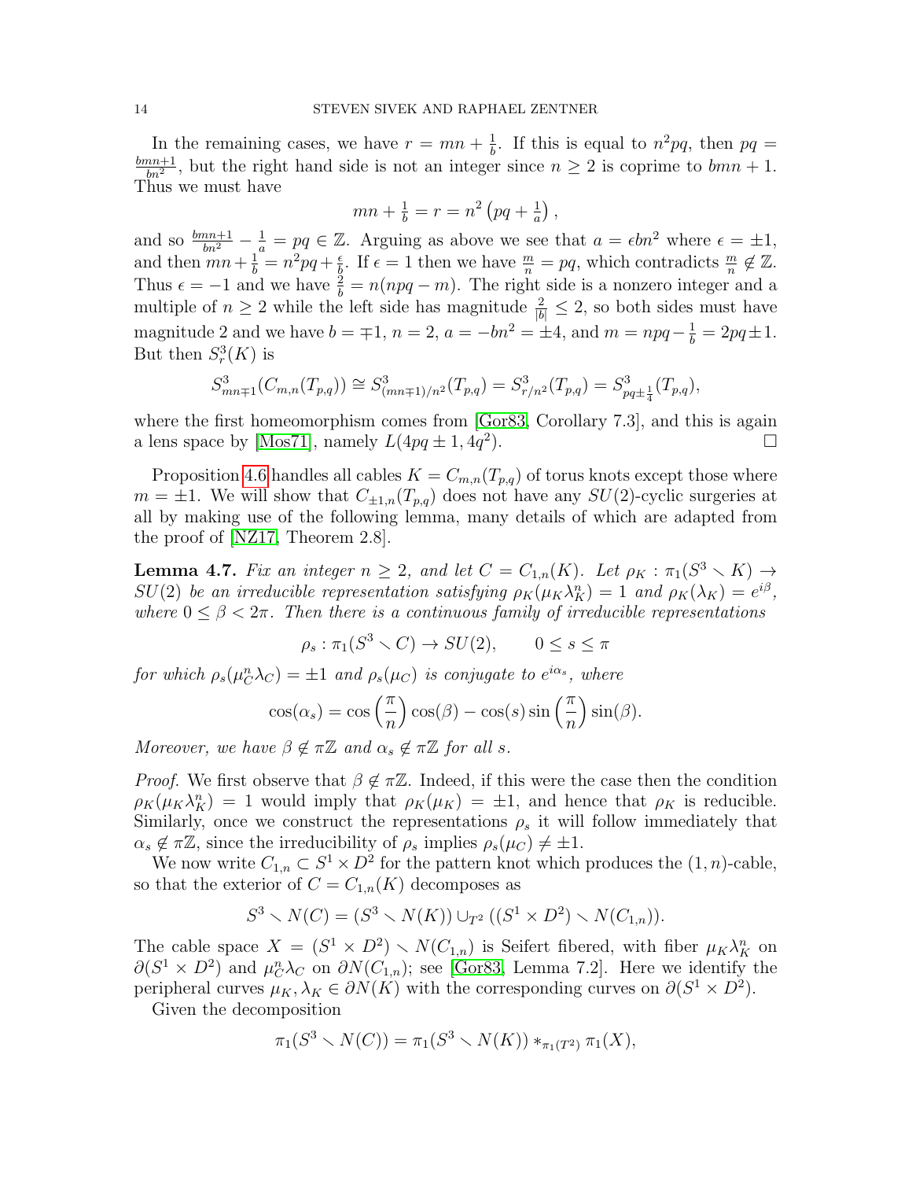In the remaining cases, we have $r = mn + \frac{1}{b}$. If this is equal to $n^2pq$, then $pq = \frac{bmn+1}{bn^2}$, but the right hand side is not an integer since $n \geq 2$ is coprime to $bmn + 1$. Thus we must have

$$mn + \tfrac{1}{b} = r = n^2\left(pq + \tfrac{1}{a}\right),$$

and so $\frac{bmn+1}{bn^2} - \frac{1}{a} = pq \in \mathbb{Z}$. Arguing as above we see that $a = \epsilon bn^2$ where $\epsilon = \pm 1$, and then $mn + \frac{1}{b} = n^2pq + \frac{\epsilon}{b}$. If $\epsilon = 1$ then we have $\frac{m}{n} = pq$, which contradicts $\frac{m}{n} \notin \mathbb{Z}$. Thus $\epsilon = -1$ and we have $\frac{2}{b} = n(npq - m)$. The right side is a nonzero integer and a multiple of $n \geq 2$ while the left side has magnitude $\frac{2}{|b|} \leq 2$, so both sides must have magnitude 2 and we have $b = \mp 1$, $n = 2$, $a = -bn^2 = \pm 4$, and $m = npq - \frac{1}{b} = 2pq \pm 1$. But then $S^3_r(K)$ is

$$S^3_{mn\mp 1}(C_{m,n}(T_{p,q})) \cong S^3_{(mn\mp 1)/n^2}(T_{p,q}) = S^3_{r/n^2}(T_{p,q}) = S^3_{pq\pm\frac{1}{4}}(T_{p,q}),$$

where the first homeomorphism comes from [Gor83, Corollary 7.3], and this is again a lens space by [Mos71], namely $L(4pq \pm 1, 4q^2)$. □

Proposition 4.6 handles all cables $K = C_{m,n}(T_{p,q})$ of torus knots except those where $m = \pm 1$. We will show that $C_{\pm 1,n}(T_{p,q})$ does not have any $SU(2)$-cyclic surgeries at all by making use of the following lemma, many details of which are adapted from the proof of [NZ17, Theorem 2.8].

**Lemma 4.7.** *Fix an integer $n \geq 2$, and let $C = C_{1,n}(K)$. Let $\rho_K : \pi_1(S^3 \setminus K) \to SU(2)$ be an irreducible representation satisfying $\rho_K(\mu_K\lambda_K^n) = 1$ and $\rho_K(\lambda_K) = e^{i\beta}$, where $0 \leq \beta < 2\pi$. Then there is a continuous family of irreducible representations*

$$\rho_s : \pi_1(S^3 \setminus C) \to SU(2), \qquad 0 \leq s \leq \pi$$

*for which $\rho_s(\mu_C^n\lambda_C) = \pm 1$ and $\rho_s(\mu_C)$ is conjugate to $e^{i\alpha_s}$, where*

$$\cos(\alpha_s) = \cos\left(\frac{\pi}{n}\right)\cos(\beta) - \cos(s)\sin\left(\frac{\pi}{n}\right)\sin(\beta).$$

*Moreover, we have $\beta \notin \pi\mathbb{Z}$ and $\alpha_s \notin \pi\mathbb{Z}$ for all $s$.*

*Proof.* We first observe that $\beta \notin \pi\mathbb{Z}$. Indeed, if this were the case then the condition $\rho_K(\mu_K\lambda_K^n) = 1$ would imply that $\rho_K(\mu_K) = \pm 1$, and hence that $\rho_K$ is reducible. Similarly, once we construct the representations $\rho_s$ it will follow immediately that $\alpha_s \notin \pi\mathbb{Z}$, since the irreducibility of $\rho_s$ implies $\rho_s(\mu_C) \neq \pm 1$.

We now write $C_{1,n} \subset S^1 \times D^2$ for the pattern knot which produces the $(1, n)$-cable, so that the exterior of $C = C_{1,n}(K)$ decomposes as

$$S^3 \setminus N(C) = (S^3 \setminus N(K)) \cup_{T^2} ((S^1 \times D^2) \setminus N(C_{1,n})).$$

The cable space $X = (S^1 \times D^2) \setminus N(C_{1,n})$ is Seifert fibered, with fiber $\mu_K\lambda_K^n$ on $\partial(S^1 \times D^2)$ and $\mu_C^n\lambda_C$ on $\partial N(C_{1,n})$; see [Gor83, Lemma 7.2]. Here we identify the peripheral curves $\mu_K, \lambda_K \in \partial N(K)$ with the corresponding curves on $\partial(S^1 \times D^2)$.

Given the decomposition

$$\pi_1(S^3 \setminus N(C)) = \pi_1(S^3 \setminus N(K)) *_{\pi_1(T^2)} \pi_1(X),$$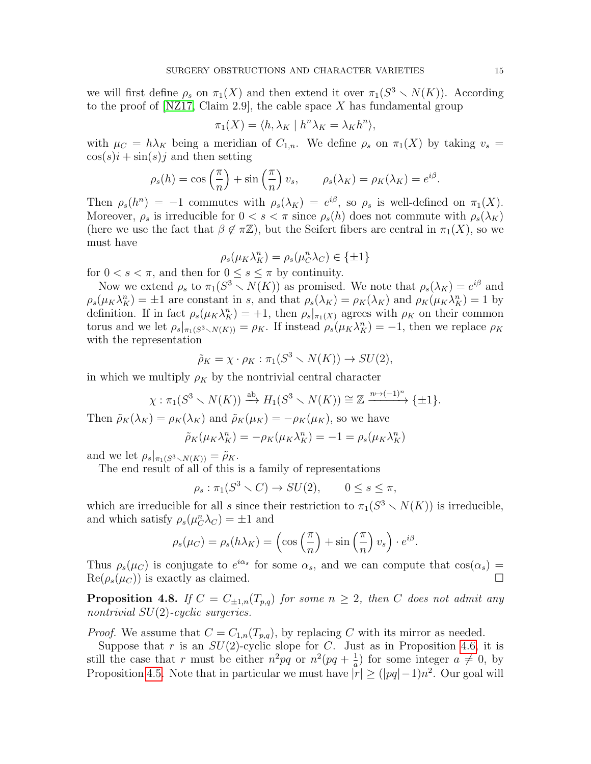we will first define $\rho_s$ on $\pi_1(X)$ and then extend it over $\pi_1(S^3 \setminus N(K))$. According to the proof of [NZ17, Claim 2.9], the cable space $X$ has fundamental group

$$\pi_1(X) = \langle h, \lambda_K \mid h^n\lambda_K = \lambda_K h^n\rangle,$$

with $\mu_C = h\lambda_K$ being a meridian of $C_{1,n}$. We define $\rho_s$ on $\pi_1(X)$ by taking $v_s = \cos(s)i + \sin(s)j$ and then setting

$$\rho_s(h) = \cos\left(\frac{\pi}{n}\right) + \sin\left(\frac{\pi}{n}\right)v_s, \qquad \rho_s(\lambda_K) = \rho_K(\lambda_K) = e^{i\beta}.$$

Then $\rho_s(h^n) = -1$ commutes with $\rho_s(\lambda_K) = e^{i\beta}$, so $\rho_s$ is well-defined on $\pi_1(X)$. Moreover, $\rho_s$ is irreducible for $0 < s < \pi$ since $\rho_s(h)$ does not commute with $\rho_s(\lambda_K)$ (here we use the fact that $\beta \notin \pi\mathbb{Z}$), but the Seifert fibers are central in $\pi_1(X)$, so we must have

$$\rho_s(\mu_K\lambda_K^n) = \rho_s(\mu_C^n\lambda_C) \in \{\pm 1\}$$

for $0 < s < \pi$, and then for $0 \le s \le \pi$ by continuity.

Now we extend $\rho_s$ to $\pi_1(S^3 \setminus N(K))$ as promised. We note that $\rho_s(\lambda_K) = e^{i\beta}$ and $\rho_s(\mu_K\lambda_K^n) = \pm 1$ are constant in $s$, and that $\rho_s(\lambda_K) = \rho_K(\lambda_K)$ and $\rho_K(\mu_K\lambda_K^n) = 1$ by definition. If in fact $\rho_s(\mu_K\lambda_K^n) = +1$, then $\rho_s|_{\pi_1(X)}$ agrees with $\rho_K$ on their common torus and we let $\rho_s|_{\pi_1(S^3\setminus N(K))} = \rho_K$. If instead $\rho_s(\mu_K\lambda_K^n) = -1$, then we replace $\rho_K$ with the representation

$$\tilde\rho_K = \chi\cdot\rho_K : \pi_1(S^3 \setminus N(K)) \to SU(2),$$

in which we multiply $\rho_K$ by the nontrivial central character

$$\chi : \pi_1(S^3\setminus N(K)) \xrightarrow{\text{ab}} H_1(S^3 \setminus N(K)) \cong \mathbb{Z} \xrightarrow{n\mapsto(-1)^n} \{\pm 1\}.$$

Then $\tilde\rho_K(\lambda_K) = \rho_K(\lambda_K)$ and $\tilde\rho_K(\mu_K) = -\rho_K(\mu_K)$, so we have

$$\tilde\rho_K(\mu_K\lambda_K^n) = -\rho_K(\mu_K\lambda_K^n) = -1 = \rho_s(\mu_K\lambda_K^n)$$

and we let $\rho_s|_{\pi_1(S^3\setminus N(K))} = \tilde\rho_K$.

The end result of all of this is a family of representations

$$\rho_s : \pi_1(S^3 \setminus C) \to SU(2), \qquad 0 \le s \le \pi,$$

which are irreducible for all $s$ since their restriction to $\pi_1(S^3\setminus N(K))$ is irreducible, and which satisfy $\rho_s(\mu_C^n\lambda_C) = \pm 1$ and

$$\rho_s(\mu_C) = \rho_s(h\lambda_K) = \left(\cos\left(\frac{\pi}{n}\right) + \sin\left(\frac{\pi}{n}\right)v_s\right)\cdot e^{i\beta}.$$

Thus $\rho_s(\mu_C)$ is conjugate to $e^{i\alpha_s}$ for some $\alpha_s$, and we can compute that $\cos(\alpha_s) = \mathrm{Re}(\rho_s(\mu_C))$ is exactly as claimed. $\square$

**Proposition 4.8.** *If $C = C_{\pm1,n}(T_{p,q})$ for some $n \ge 2$, then $C$ does not admit any nontrivial $SU(2)$-cyclic surgeries.*

*Proof.* We assume that $C = C_{1,n}(T_{p,q})$, by replacing $C$ with its mirror as needed.

Suppose that $r$ is an $SU(2)$-cyclic slope for $C$. Just as in Proposition 4.6, it is still the case that $r$ must be either $n^2pq$ or $n^2(pq + \frac{1}{a})$ for some integer $a \ne 0$, by Proposition 4.5. Note that in particular we must have $|r| \ge (|pq|-1)n^2$. Our goal will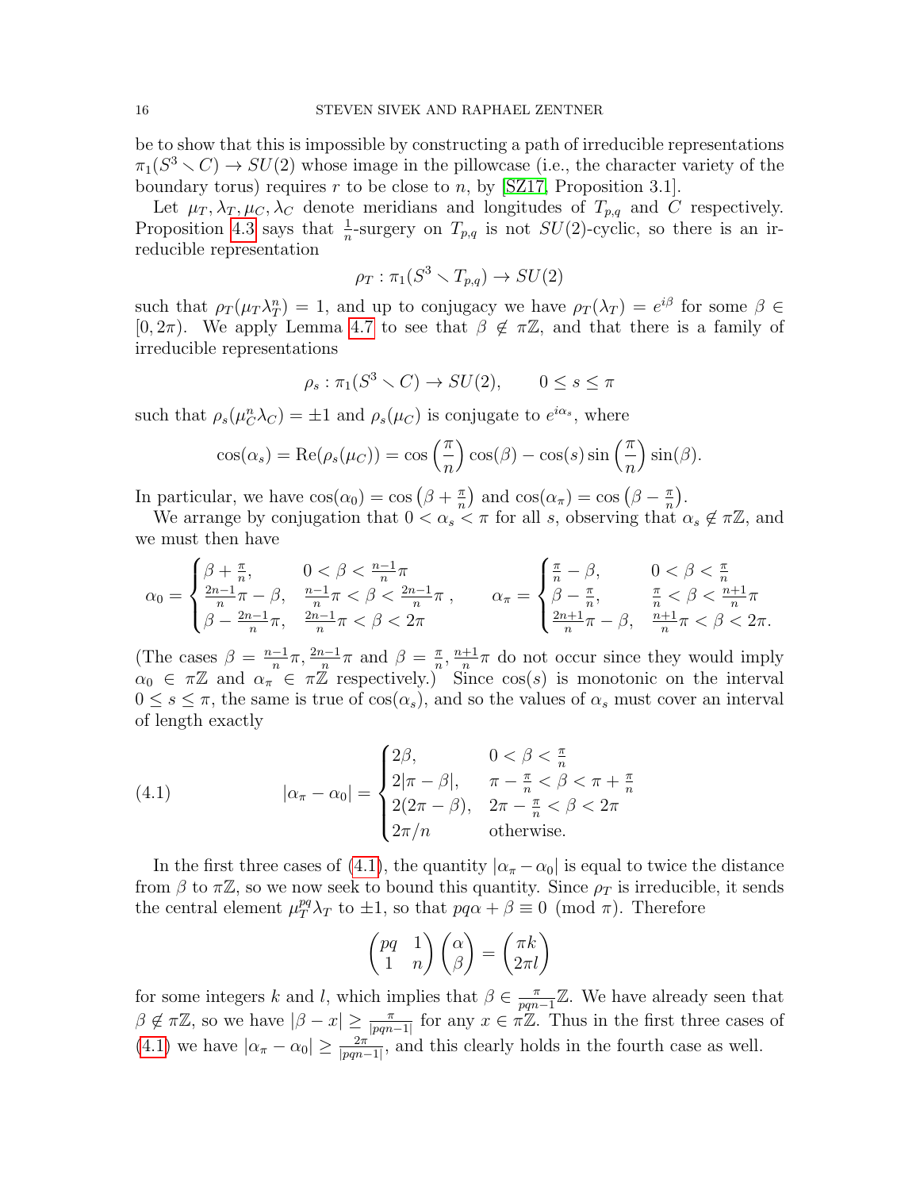be to show that this is impossible by constructing a path of irreducible representations $\pi_1(S^3 \setminus C) \to SU(2)$ whose image in the pillowcase (i.e., the character variety of the boundary torus) requires $r$ to be close to $n$, by [SZ17, Proposition 3.1].

Let $\mu_T, \lambda_T, \mu_C, \lambda_C$ denote meridians and longitudes of $T_{p,q}$ and $C$ respectively. Proposition 4.3 says that $\frac{1}{n}$-surgery on $T_{p,q}$ is not $SU(2)$-cyclic, so there is an irreducible representation

$$\rho_T : \pi_1(S^3 \setminus T_{p,q}) \to SU(2)$$

such that $\rho_T(\mu_T \lambda_T^n) = 1$, and up to conjugacy we have $\rho_T(\lambda_T) = e^{i\beta}$ for some $\beta \in [0, 2\pi)$. We apply Lemma 4.7 to see that $\beta \notin \pi\mathbb{Z}$, and that there is a family of irreducible representations

$$\rho_s : \pi_1(S^3 \setminus C) \to SU(2), \qquad 0 \leq s \leq \pi$$

such that $\rho_s(\mu_C^n \lambda_C) = \pm 1$ and $\rho_s(\mu_C)$ is conjugate to $e^{i\alpha_s}$, where

$$\cos(\alpha_s) = \mathrm{Re}(\rho_s(\mu_C)) = \cos\left(\frac{\pi}{n}\right)\cos(\beta) - \cos(s)\sin\left(\frac{\pi}{n}\right)\sin(\beta).$$

In particular, we have $\cos(\alpha_0) = \cos\left(\beta + \frac{\pi}{n}\right)$ and $\cos(\alpha_\pi) = \cos\left(\beta - \frac{\pi}{n}\right)$.

We arrange by conjugation that $0 < \alpha_s < \pi$ for all $s$, observing that $\alpha_s \notin \pi\mathbb{Z}$, and we must then have

$$\alpha_0 = \begin{cases} \beta + \frac{\pi}{n}, & 0 < \beta < \frac{n-1}{n}\pi \\ \frac{2n-1}{n}\pi - \beta, & \frac{n-1}{n}\pi < \beta < \frac{2n-1}{n}\pi \\ \beta - \frac{2n-1}{n}\pi, & \frac{2n-1}{n}\pi < \beta < 2\pi \end{cases}, \qquad \alpha_\pi = \begin{cases} \frac{\pi}{n} - \beta, & 0 < \beta < \frac{\pi}{n} \\ \beta - \frac{\pi}{n}, & \frac{\pi}{n} < \beta < \frac{n+1}{n}\pi \\ \frac{2n+1}{n}\pi - \beta, & \frac{n+1}{n}\pi < \beta < 2\pi. \end{cases}$$

(The cases $\beta = \frac{n-1}{n}\pi, \frac{2n-1}{n}\pi$ and $\beta = \frac{\pi}{n}, \frac{n+1}{n}\pi$ do not occur since they would imply $\alpha_0 \in \pi\mathbb{Z}$ and $\alpha_\pi \in \pi\mathbb{Z}$ respectively.) Since $\cos(s)$ is monotonic on the interval $0 \leq s \leq \pi$, the same is true of $\cos(\alpha_s)$, and so the values of $\alpha_s$ must cover an interval of length exactly

$$|\alpha_\pi - \alpha_0| = \begin{cases} 2\beta, & 0 < \beta < \frac{\pi}{n} \\ 2|\pi - \beta|, & \pi - \frac{\pi}{n} < \beta < \pi + \frac{\pi}{n} \\ 2(2\pi - \beta), & 2\pi - \frac{\pi}{n} < \beta < 2\pi \\ 2\pi/n & \text{otherwise.} \end{cases} \tag{4.1}$$

In the first three cases of (4.1), the quantity $|\alpha_\pi - \alpha_0|$ is equal to twice the distance from $\beta$ to $\pi\mathbb{Z}$, so we now seek to bound this quantity. Since $\rho_T$ is irreducible, it sends the central element $\mu_T^{pq}\lambda_T$ to $\pm 1$, so that $pq\alpha + \beta \equiv 0 \pmod{\pi}$. Therefore

$$\begin{pmatrix} pq & 1 \\ 1 & n \end{pmatrix} \begin{pmatrix} \alpha \\ \beta \end{pmatrix} = \begin{pmatrix} \pi k \\ 2\pi l \end{pmatrix}$$

for some integers $k$ and $l$, which implies that $\beta \in \frac{\pi}{pqn-1}\mathbb{Z}$. We have already seen that $\beta \notin \pi\mathbb{Z}$, so we have $|\beta - x| \geq \frac{\pi}{|pqn-1|}$ for any $x \in \pi\mathbb{Z}$. Thus in the first three cases of (4.1) we have $|\alpha_\pi - \alpha_0| \geq \frac{2\pi}{|pqn-1|}$, and this clearly holds in the fourth case as well.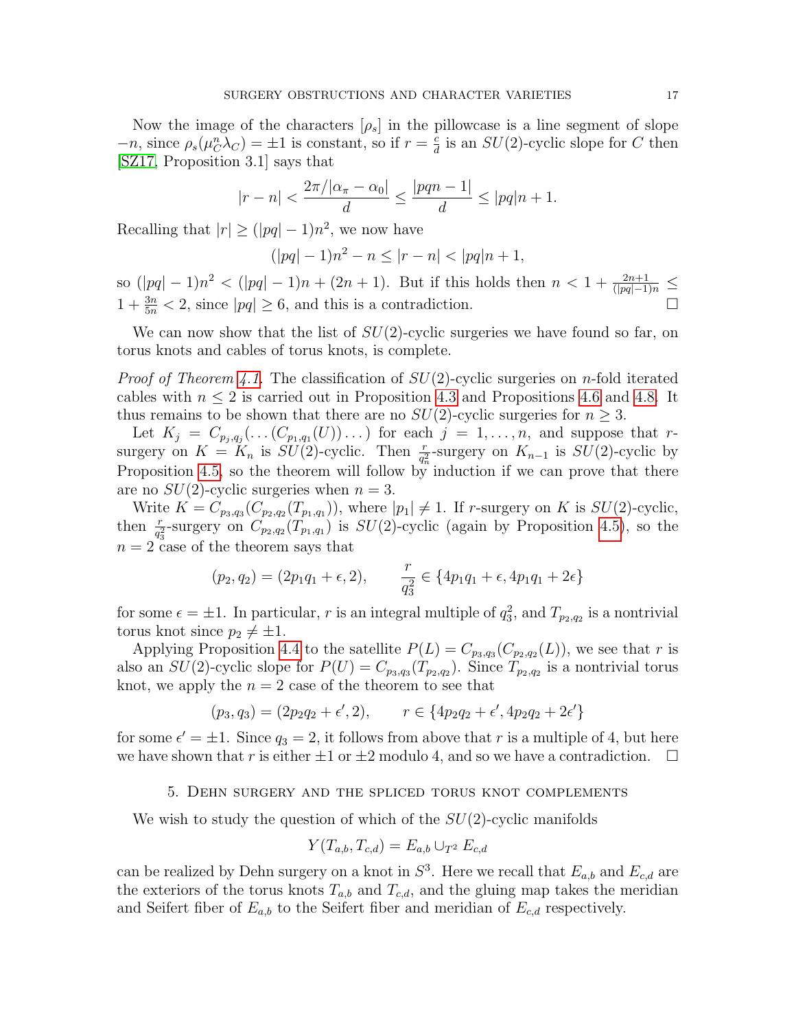Now the image of the characters $[\rho_s]$ in the pillowcase is a line segment of slope $-n$, since $\rho_s(\mu_C^n \lambda_C) = \pm 1$ is constant, so if $r = \frac{c}{d}$ is an $SU(2)$-cyclic slope for $C$ then [SZ17, Proposition 3.1] says that

$$|r - n| < \frac{2\pi / |\alpha_\pi - \alpha_0|}{d} \leq \frac{|pqn - 1|}{d} \leq |pq|n + 1.$$

Recalling that $|r| \geq (|pq| - 1)n^2$, we now have

$$(|pq| - 1)n^2 - n \leq |r - n| < |pq|n + 1,$$

so $(|pq| - 1)n^2 < (|pq| - 1)n + (2n + 1)$. But if this holds then $n < 1 + \frac{2n+1}{(|pq|-1)n} \leq 1 + \frac{3n}{5n} < 2$, since $|pq| \geq 6$, and this is a contradiction. $\square$

We can now show that the list of $SU(2)$-cyclic surgeries we have found so far, on torus knots and cables of torus knots, is complete.

*Proof of Theorem 4.1.* The classification of $SU(2)$-cyclic surgeries on $n$-fold iterated cables with $n \leq 2$ is carried out in Proposition 4.3 and Propositions 4.6 and 4.8. It thus remains to be shown that there are no $SU(2)$-cyclic surgeries for $n \geq 3$.

Let $K_j = C_{p_j,q_j}(\dots(C_{p_1,q_1}(U))\dots)$ for each $j = 1, \dots, n$, and suppose that $r$-surgery on $K = K_n$ is $SU(2)$-cyclic. Then $\frac{r}{q_n^2}$-surgery on $K_{n-1}$ is $SU(2)$-cyclic by Proposition 4.5, so the theorem will follow by induction if we can prove that there are no $SU(2)$-cyclic surgeries when $n = 3$.

Write $K = C_{p_3,q_3}(C_{p_2,q_2}(T_{p_1,q_1}))$, where $|p_1| \neq 1$. If $r$-surgery on $K$ is $SU(2)$-cyclic, then $\frac{r}{q_3^2}$-surgery on $C_{p_2,q_2}(T_{p_1,q_1})$ is $SU(2)$-cyclic (again by Proposition 4.5), so the $n = 2$ case of the theorem says that

$$(p_2, q_2) = (2p_1q_1 + \epsilon, 2), \qquad \frac{r}{q_3^2} \in \{4p_1q_1 + \epsilon, 4p_1q_1 + 2\epsilon\}$$

for some $\epsilon = \pm 1$. In particular, $r$ is an integral multiple of $q_3^2$, and $T_{p_2,q_2}$ is a nontrivial torus knot since $p_2 \neq \pm 1$.

Applying Proposition 4.4 to the satellite $P(L) = C_{p_3,q_3}(C_{p_2,q_2}(L))$, we see that $r$ is also an $SU(2)$-cyclic slope for $P(U) = C_{p_3,q_3}(T_{p_2,q_2})$. Since $T_{p_2,q_2}$ is a nontrivial torus knot, we apply the $n = 2$ case of the theorem to see that

$$(p_3, q_3) = (2p_2q_2 + \epsilon', 2), \qquad r \in \{4p_2q_2 + \epsilon', 4p_2q_2 + 2\epsilon'\}$$

for some $\epsilon' = \pm 1$. Since $q_3 = 2$, it follows from above that $r$ is a multiple of 4, but here we have shown that $r$ is either $\pm 1$ or $\pm 2$ modulo 4, and so we have a contradiction. $\square$

## 5. Dehn surgery and the spliced torus knot complements

We wish to study the question of which of the $SU(2)$-cyclic manifolds

$$Y(T_{a,b}, T_{c,d}) = E_{a,b} \cup_{T^2} E_{c,d}$$

can be realized by Dehn surgery on a knot in $S^3$. Here we recall that $E_{a,b}$ and $E_{c,d}$ are the exteriors of the torus knots $T_{a,b}$ and $T_{c,d}$, and the gluing map takes the meridian and Seifert fiber of $E_{a,b}$ to the Seifert fiber and meridian of $E_{c,d}$ respectively.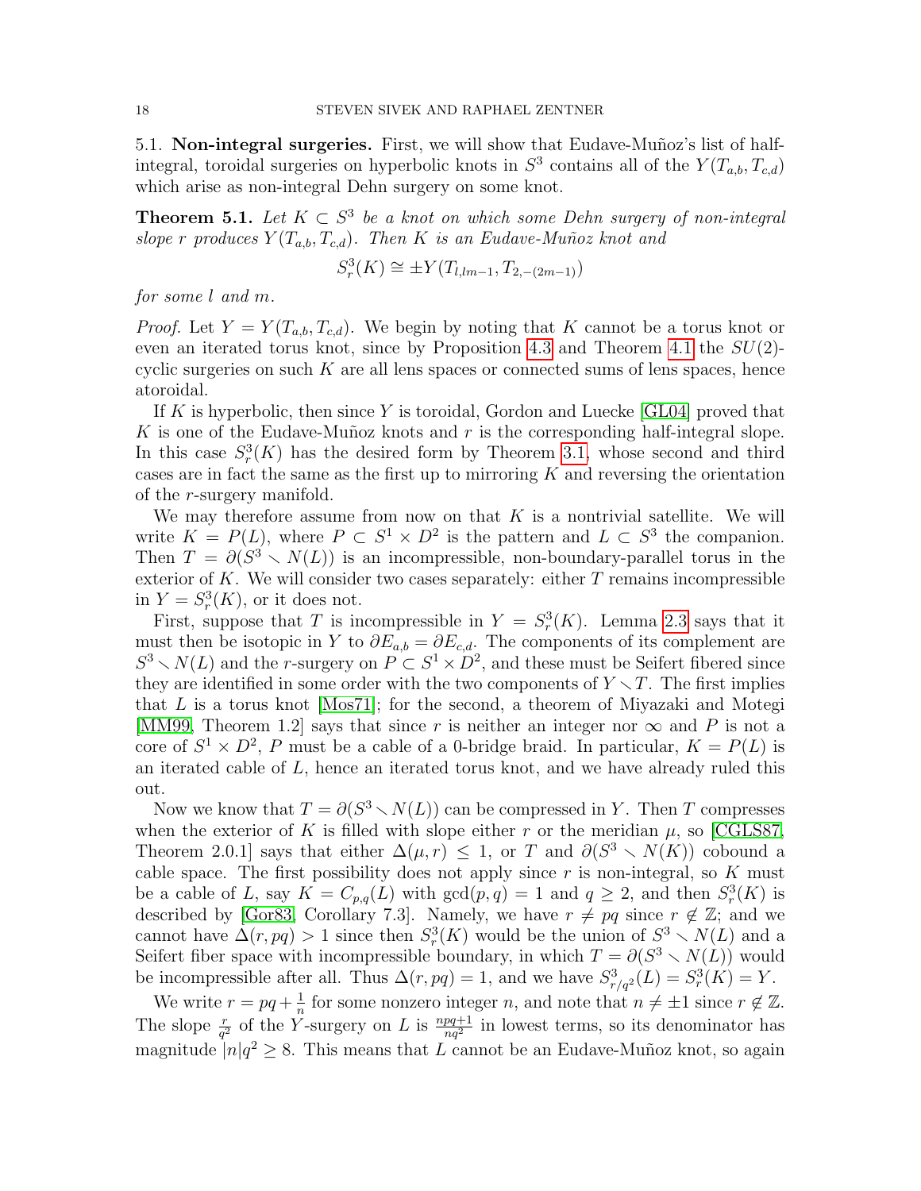### 5.1. Non-integral surgeries.

First, we will show that Eudave-Muñoz's list of half-integral, toroidal surgeries on hyperbolic knots in $S^3$ contains all of the $Y(T_{a,b}, T_{c,d})$ which arise as non-integral Dehn surgery on some knot.

**Theorem 5.1.** *Let $K \subset S^3$ be a knot on which some Dehn surgery of non-integral slope $r$ produces $Y(T_{a,b}, T_{c,d})$. Then $K$ is an Eudave-Muñoz knot and*

$$S^3_r(K) \cong \pm Y(T_{l,lm-1}, T_{2,-(2m-1)})$$

*for some $l$ and $m$.*

*Proof.* Let $Y = Y(T_{a,b}, T_{c,d})$. We begin by noting that $K$ cannot be a torus knot or even an iterated torus knot, since by Proposition 4.3 and Theorem 4.1 the $SU(2)$-cyclic surgeries on such $K$ are all lens spaces or connected sums of lens spaces, hence atoroidal.

If $K$ is hyperbolic, then since $Y$ is toroidal, Gordon and Luecke [GL04] proved that $K$ is one of the Eudave-Muñoz knots and $r$ is the corresponding half-integral slope. In this case $S^3_r(K)$ has the desired form by Theorem 3.1, whose second and third cases are in fact the same as the first up to mirroring $K$ and reversing the orientation of the $r$-surgery manifold.

We may therefore assume from now on that $K$ is a nontrivial satellite. We will write $K = P(L)$, where $P \subset S^1 \times D^2$ is the pattern and $L \subset S^3$ the companion. Then $T = \partial(S^3 \setminus N(L))$ is an incompressible, non-boundary-parallel torus in the exterior of $K$. We will consider two cases separately: either $T$ remains incompressible in $Y = S^3_r(K)$, or it does not.

First, suppose that $T$ is incompressible in $Y = S^3_r(K)$. Lemma 2.3 says that it must then be isotopic in $Y$ to $\partial E_{a,b} = \partial E_{c,d}$. The components of its complement are $S^3 \setminus N(L)$ and the $r$-surgery on $P \subset S^1 \times D^2$, and these must be Seifert fibered since they are identified in some order with the two components of $Y \setminus T$. The first implies that $L$ is a torus knot [Mos71]; for the second, a theorem of Miyazaki and Motegi [MM99, Theorem 1.2] says that since $r$ is neither an integer nor $\infty$ and $P$ is not a core of $S^1 \times D^2$, $P$ must be a cable of a 0-bridge braid. In particular, $K = P(L)$ is an iterated cable of $L$, hence an iterated torus knot, and we have already ruled this out.

Now we know that $T = \partial(S^3 \setminus N(L))$ can be compressed in $Y$. Then $T$ compresses when the exterior of $K$ is filled with slope either $r$ or the meridian $\mu$, so [CGLS87, Theorem 2.0.1] says that either $\Delta(\mu, r) \leq 1$, or $T$ and $\partial(S^3 \setminus N(K))$ cobound a cable space. The first possibility does not apply since $r$ is non-integral, so $K$ must be a cable of $L$, say $K = C_{p,q}(L)$ with $\gcd(p,q) = 1$ and $q \geq 2$, and then $S^3_r(K)$ is described by [Gor83, Corollary 7.3]. Namely, we have $r \neq pq$ since $r \notin \mathbb{Z}$; and we cannot have $\Delta(r, pq) > 1$ since then $S^3_r(K)$ would be the union of $S^3 \setminus N(L)$ and a Seifert fiber space with incompressible boundary, in which $T = \partial(S^3 \setminus N(L))$ would be incompressible after all. Thus $\Delta(r, pq) = 1$, and we have $S^3_{r/q^2}(L) = S^3_r(K) = Y$.

We write $r = pq + \frac{1}{n}$ for some nonzero integer $n$, and note that $n \neq \pm 1$ since $r \notin \mathbb{Z}$. The slope $\frac{r}{q^2}$ of the $Y$-surgery on $L$ is $\frac{npq+1}{nq^2}$ in lowest terms, so its denominator has magnitude $|n|q^2 \geq 8$. This means that $L$ cannot be an Eudave-Muñoz knot, so again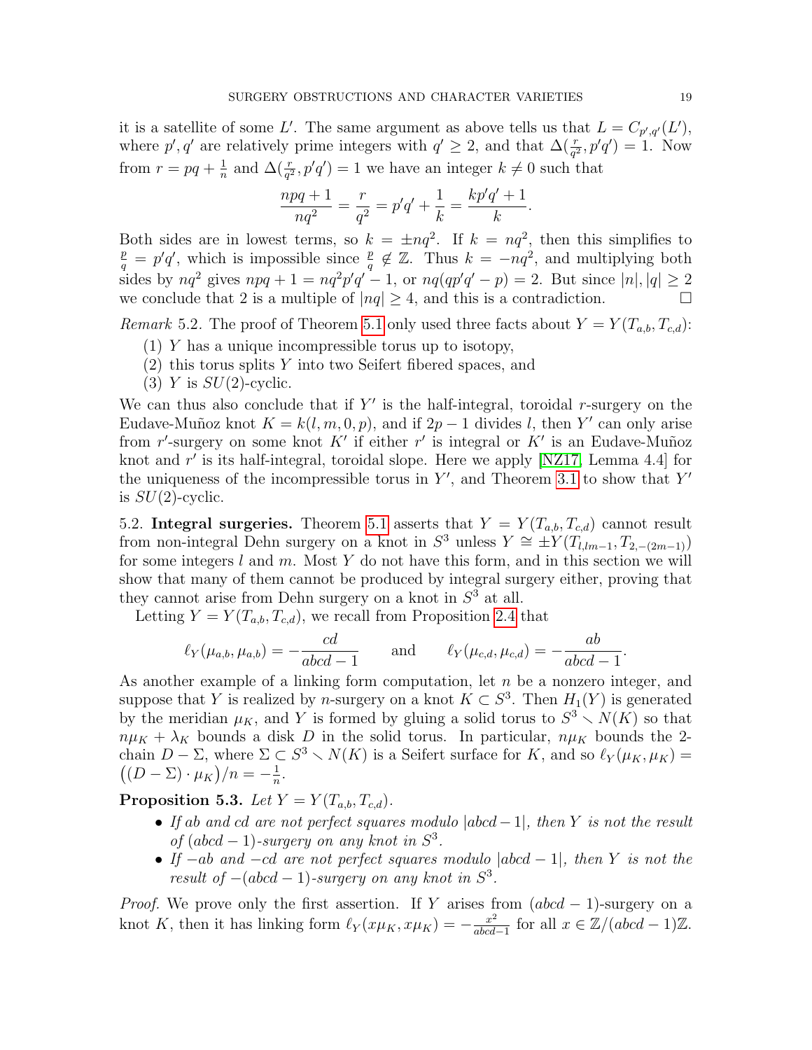it is a satellite of some $L'$. The same argument as above tells us that $L = C_{p',q'}(L')$, where $p', q'$ are relatively prime integers with $q' \geq 2$, and that $\Delta(\frac{r}{q^2}, p'q') = 1$. Now from $r = pq + \frac{1}{n}$ and $\Delta(\frac{r}{q^2}, p'q') = 1$ we have an integer $k \neq 0$ such that

$$\frac{npq+1}{nq^2} = \frac{r}{q^2} = p'q' + \frac{1}{k} = \frac{kp'q'+1}{k}.$$

Both sides are in lowest terms, so $k = \pm nq^2$. If $k = nq^2$, then this simplifies to $\frac{p}{q} = p'q'$, which is impossible since $\frac{p}{q} \notin \mathbb{Z}$. Thus $k = -nq^2$, and multiplying both sides by $nq^2$ gives $npq + 1 = nq^2p'q' - 1$, or $nq(qp'q' - p) = 2$. But since $|n|, |q| \geq 2$ we conclude that 2 is a multiple of $|nq| \geq 4$, and this is a contradiction. $\square$

*Remark* 5.2. The proof of Theorem 5.1 only used three facts about $Y = Y(T_{a,b}, T_{c,d})$:

1. $Y$ has a unique incompressible torus up to isotopy,
2. this torus splits $Y$ into two Seifert fibered spaces, and
3. $Y$ is $SU(2)$-cyclic.

We can thus also conclude that if $Y'$ is the half-integral, toroidal $r$-surgery on the Eudave-Muñoz knot $K = k(l, m, 0, p)$, and if $2p - 1$ divides $l$, then $Y'$ can only arise from $r'$-surgery on some knot $K'$ if either $r'$ is integral or $K'$ is an Eudave-Muñoz knot and $r'$ is its half-integral, toroidal slope. Here we apply [NZ17, Lemma 4.4] for the uniqueness of the incompressible torus in $Y'$, and Theorem 3.1 to show that $Y'$ is $SU(2)$-cyclic.

5.2. **Integral surgeries.** Theorem 5.1 asserts that $Y = Y(T_{a,b}, T_{c,d})$ cannot result from non-integral Dehn surgery on a knot in $S^3$ unless $Y \cong \pm Y(T_{l,lm-1}, T_{2,-(2m-1)})$ for some integers $l$ and $m$. Most $Y$ do not have this form, and in this section we will show that many of them cannot be produced by integral surgery either, proving that they cannot arise from Dehn surgery on a knot in $S^3$ at all.

Letting $Y = Y(T_{a,b}, T_{c,d})$, we recall from Proposition 2.4 that

$$\ell_Y(\mu_{a,b}, \mu_{a,b}) = -\frac{cd}{abcd-1} \qquad \text{and} \qquad \ell_Y(\mu_{c,d}, \mu_{c,d}) = -\frac{ab}{abcd-1}.$$

As another example of a linking form computation, let $n$ be a nonzero integer, and suppose that $Y$ is realized by $n$-surgery on a knot $K \subset S^3$. Then $H_1(Y)$ is generated by the meridian $\mu_K$, and $Y$ is formed by gluing a solid torus to $S^3 \setminus N(K)$ so that $n\mu_K + \lambda_K$ bounds a disk $D$ in the solid torus. In particular, $n\mu_K$ bounds the 2-chain $D - \Sigma$, where $\Sigma \subset S^3 \setminus N(K)$ is a Seifert surface for $K$, and so $\ell_Y(\mu_K, \mu_K) = \big((D - \Sigma) \cdot \mu_K\big)/n = -\frac{1}{n}$.

**Proposition 5.3.** *Let $Y = Y(T_{a,b}, T_{c,d})$.*

- *If $ab$ and $cd$ are not perfect squares modulo $|abcd-1|$, then $Y$ is not the result of $(abcd-1)$-surgery on any knot in $S^3$.*
- *If $-ab$ and $-cd$ are not perfect squares modulo $|abcd-1|$, then $Y$ is not the result of $-(abcd-1)$-surgery on any knot in $S^3$.*

*Proof.* We prove only the first assertion. If $Y$ arises from $(abcd-1)$-surgery on a knot $K$, then it has linking form $\ell_Y(x\mu_K, x\mu_K) = -\frac{x^2}{abcd-1}$ for all $x \in \mathbb{Z}/(abcd-1)\mathbb{Z}$.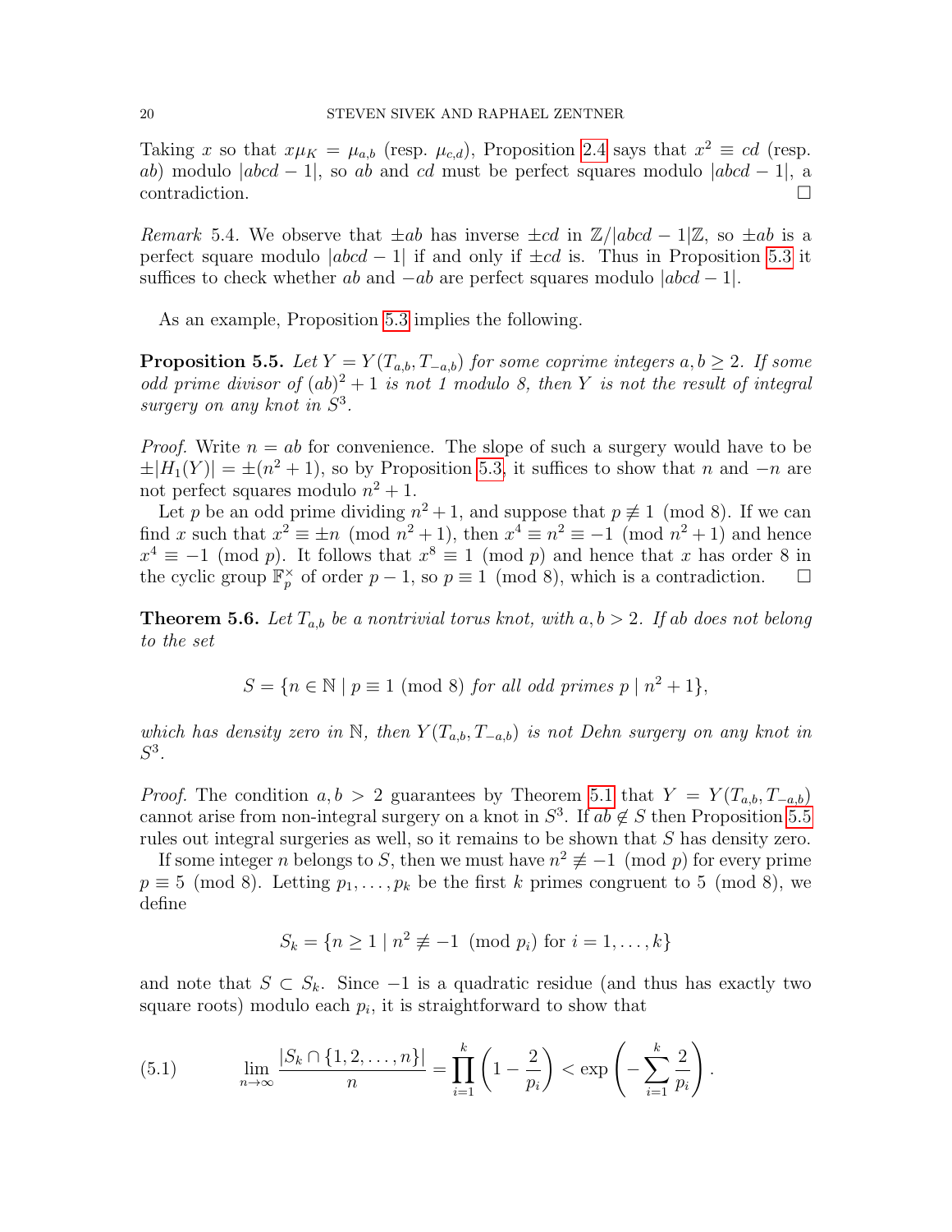Taking $x$ so that $x\mu_K = \mu_{a,b}$ (resp. $\mu_{c,d}$), Proposition 2.4 says that $x^2 \equiv cd$ (resp. $ab$) modulo $|abcd-1|$, so $ab$ and $cd$ must be perfect squares modulo $|abcd-1|$, a contradiction. □

*Remark* 5.4. We observe that $\pm ab$ has inverse $\pm cd$ in $\mathbb{Z}/|abcd-1|\mathbb{Z}$, so $\pm ab$ is a perfect square modulo $|abcd-1|$ if and only if $\pm cd$ is. Thus in Proposition 5.3 it suffices to check whether $ab$ and $-ab$ are perfect squares modulo $|abcd-1|$.

As an example, Proposition 5.3 implies the following.

**Proposition 5.5.** *Let $Y = Y(T_{a,b}, T_{-a,b})$ for some coprime integers $a, b \geq 2$. If some odd prime divisor of $(ab)^2+1$ is not 1 modulo 8, then $Y$ is not the result of integral surgery on any knot in $S^3$.*

*Proof.* Write $n = ab$ for convenience. The slope of such a surgery would have to be $\pm|H_1(Y)| = \pm(n^2+1)$, so by Proposition 5.3, it suffices to show that $n$ and $-n$ are not perfect squares modulo $n^2+1$.

Let $p$ be an odd prime dividing $n^2+1$, and suppose that $p \not\equiv 1 \pmod 8$. If we can find $x$ such that $x^2 \equiv \pm n \pmod{n^2+1}$, then $x^4 \equiv n^2 \equiv -1 \pmod{n^2+1}$ and hence $x^4 \equiv -1 \pmod p$. It follows that $x^8 \equiv 1 \pmod p$ and hence that $x$ has order 8 in the cyclic group $\mathbb{F}_p^\times$ of order $p-1$, so $p \equiv 1 \pmod 8$, which is a contradiction. □

**Theorem 5.6.** *Let $T_{a,b}$ be a nontrivial torus knot, with $a, b > 2$. If $ab$ does not belong to the set*

$$S = \{n \in \mathbb{N} \mid p \equiv 1 \pmod 8 \text{ for all odd primes } p \mid n^2+1\},$$

*which has density zero in $\mathbb{N}$, then $Y(T_{a,b}, T_{-a,b})$ is not Dehn surgery on any knot in $S^3$.*

*Proof.* The condition $a, b > 2$ guarantees by Theorem 5.1 that $Y = Y(T_{a,b}, T_{-a,b})$ cannot arise from non-integral surgery on a knot in $S^3$. If $ab \notin S$ then Proposition 5.5 rules out integral surgeries as well, so it remains to be shown that $S$ has density zero.

If some integer $n$ belongs to $S$, then we must have $n^2 \not\equiv -1 \pmod p$ for every prime $p \equiv 5 \pmod 8$. Letting $p_1, \dots, p_k$ be the first $k$ primes congruent to $5 \pmod 8$, we define

$$S_k = \{n \geq 1 \mid n^2 \not\equiv -1 \pmod{p_i} \text{ for } i = 1, \dots, k\}$$

and note that $S \subset S_k$. Since $-1$ is a quadratic residue (and thus has exactly two square roots) modulo each $p_i$, it is straightforward to show that

$$\lim_{n\to\infty} \frac{|S_k \cap \{1,2,\dots,n\}|}{n} = \prod_{i=1}^{k}\left(1 - \frac{2}{p_i}\right) < \exp\left(-\sum_{i=1}^{k} \frac{2}{p_i}\right). \tag{5.1}$$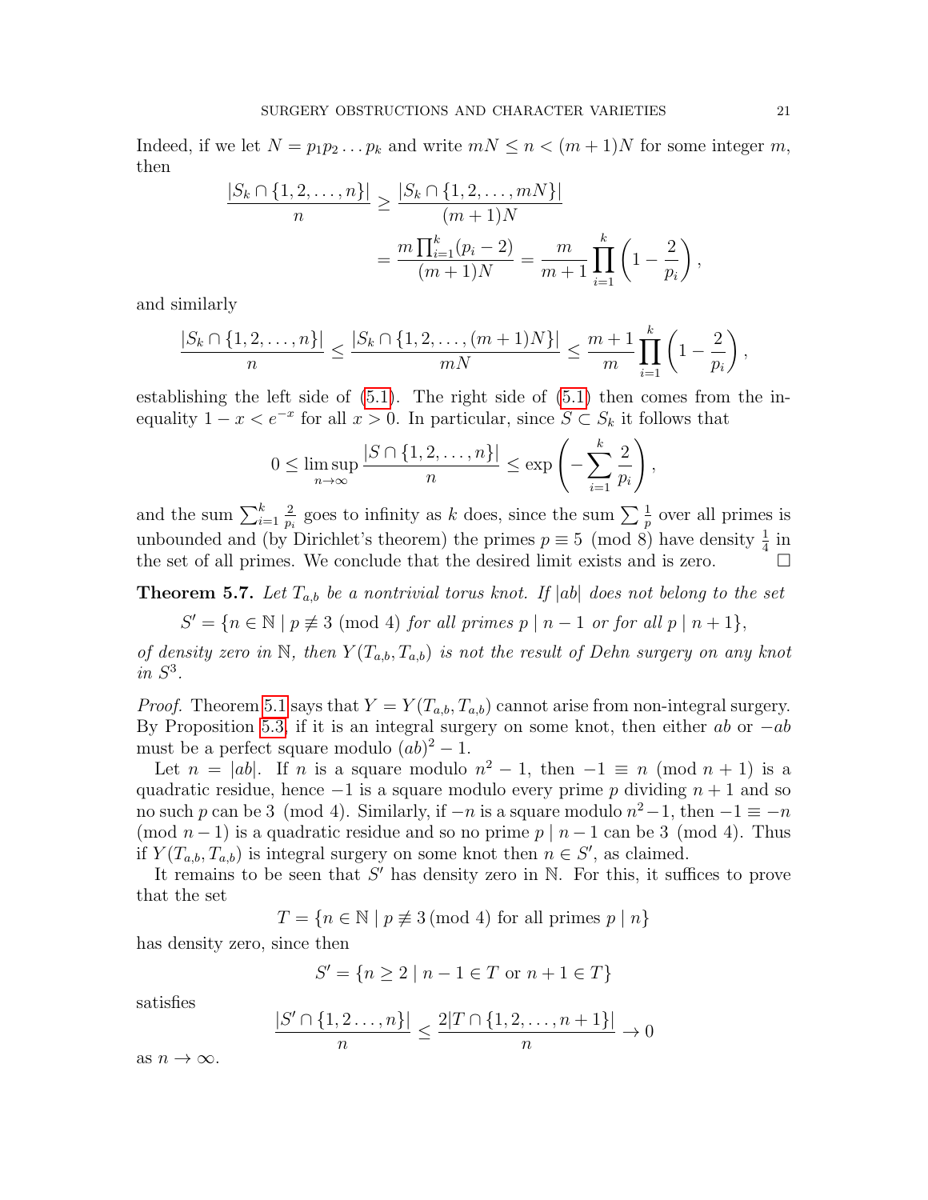Indeed, if we let $N = p_1p_2\dots p_k$ and write $mN \le n < (m+1)N$ for some integer $m$, then

$$\begin{aligned}\frac{|S_k \cap \{1,2,\dots,n\}|}{n} &\ge \frac{|S_k \cap \{1,2,\dots,mN\}|}{(m+1)N} \\ &= \frac{m\prod_{i=1}^k (p_i-2)}{(m+1)N} = \frac{m}{m+1}\prod_{i=1}^k\left(1-\frac{2}{p_i}\right),\end{aligned}$$

and similarly

$$\frac{|S_k \cap \{1,2,\dots,n\}|}{n} \le \frac{|S_k \cap \{1,2,\dots,(m+1)N\}|}{mN} \le \frac{m+1}{m}\prod_{i=1}^k\left(1-\frac{2}{p_i}\right),$$

establishing the left side of (5.1). The right side of (5.1) then comes from the inequality $1-x < e^{-x}$ for all $x>0$. In particular, since $S \subset S_k$ it follows that

$$0 \le \limsup_{n\to\infty} \frac{|S \cap \{1,2,\dots,n\}|}{n} \le \exp\left(-\sum_{i=1}^k \frac{2}{p_i}\right),$$

and the sum $\sum_{i=1}^k \frac{2}{p_i}$ goes to infinity as $k$ does, since the sum $\sum \frac{1}{p}$ over all primes is unbounded and (by Dirichlet's theorem) the primes $p \equiv 5 \pmod 8$ have density $\frac{1}{4}$ in the set of all primes. We conclude that the desired limit exists and is zero. □

**Theorem 5.7.** *Let $T_{a,b}$ be a nontrivial torus knot. If $|ab|$ does not belong to the set*

$$S' = \{n \in \mathbb{N} \mid p \not\equiv 3 \pmod 4 \text{ for all primes } p \mid n-1 \text{ or for all } p \mid n+1\},$$

*of density zero in $\mathbb{N}$, then $Y(T_{a,b},T_{a,b})$ is not the result of Dehn surgery on any knot in $S^3$.*

*Proof.* Theorem 5.1 says that $Y = Y(T_{a,b},T_{a,b})$ cannot arise from non-integral surgery. By Proposition 5.3, if it is an integral surgery on some knot, then either $ab$ or $-ab$ must be a perfect square modulo $(ab)^2-1$.

Let $n = |ab|$. If $n$ is a square modulo $n^2-1$, then $-1 \equiv n \pmod{n+1}$ is a quadratic residue, hence $-1$ is a square modulo every prime $p$ dividing $n+1$ and so no such $p$ can be $3 \pmod 4$. Similarly, if $-n$ is a square modulo $n^2-1$, then $-1 \equiv -n \pmod{n-1}$ is a quadratic residue and so no prime $p \mid n-1$ can be $3 \pmod 4$. Thus if $Y(T_{a,b},T_{a,b})$ is integral surgery on some knot then $n \in S'$, as claimed.

It remains to be seen that $S'$ has density zero in $\mathbb{N}$. For this, it suffices to prove that the set

$$T = \{n \in \mathbb{N} \mid p \not\equiv 3 \,(\mathrm{mod}\ 4) \text{ for all primes } p \mid n\}$$

has density zero, since then

$$S' = \{n \ge 2 \mid n-1 \in T \text{ or } n+1 \in T\}$$

satisfies

$$\frac{|S' \cap \{1,2\dots,n\}|}{n} \le \frac{2|T \cap \{1,2,\dots,n+1\}|}{n} \to 0$$

as $n \to \infty$.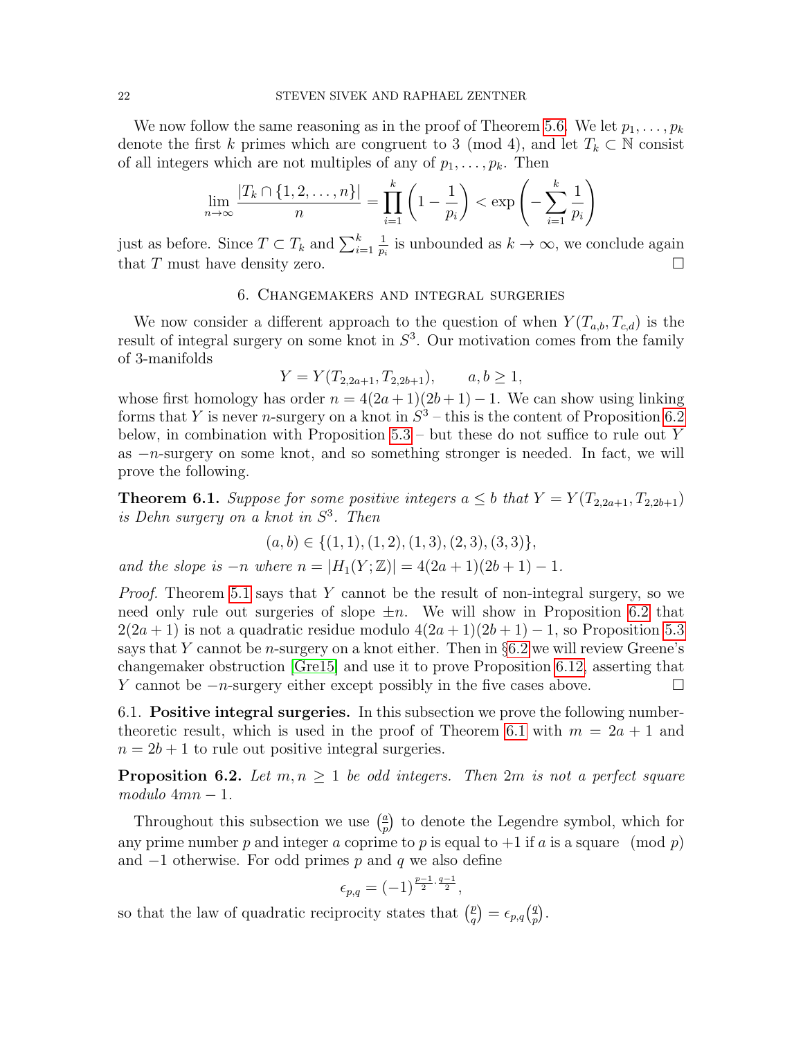We now follow the same reasoning as in the proof of Theorem 5.6. We let $p_1, \dots, p_k$ denote the first $k$ primes which are congruent to 3 (mod 4), and let $T_k \subset \mathbb{N}$ consist of all integers which are not multiples of any of $p_1, \dots, p_k$. Then

$$\lim_{n\to\infty} \frac{|T_k \cap \{1, 2, \dots, n\}|}{n} = \prod_{i=1}^{k} \left(1 - \frac{1}{p_i}\right) < \exp\left(-\sum_{i=1}^{k} \frac{1}{p_i}\right)$$

just as before. Since $T \subset T_k$ and $\sum_{i=1}^{k} \frac{1}{p_i}$ is unbounded as $k \to \infty$, we conclude again that $T$ must have density zero. □

## 6. Changemakers and integral surgeries

We now consider a different approach to the question of when $Y(T_{a,b}, T_{c,d})$ is the result of integral surgery on some knot in $S^3$. Our motivation comes from the family of 3-manifolds

$$Y = Y(T_{2,2a+1}, T_{2,2b+1}), \qquad a, b \geq 1,$$

whose first homology has order $n = 4(2a+1)(2b+1) - 1$. We can show using linking forms that $Y$ is never $n$-surgery on a knot in $S^3$ – this is the content of Proposition 6.2 below, in combination with Proposition 5.3 – but these do not suffice to rule out $Y$ as $-n$-surgery on some knot, and so something stronger is needed. In fact, we will prove the following.

**Theorem 6.1.** *Suppose for some positive integers $a \leq b$ that $Y = Y(T_{2,2a+1}, T_{2,2b+1})$ is Dehn surgery on a knot in $S^3$. Then*

$$(a, b) \in \{(1, 1), (1, 2), (1, 3), (2, 3), (3, 3)\},$$

*and the slope is $-n$ where $n = |H_1(Y; \mathbb{Z})| = 4(2a+1)(2b+1) - 1$.*

*Proof.* Theorem 5.1 says that $Y$ cannot be the result of non-integral surgery, so we need only rule out surgeries of slope $\pm n$. We will show in Proposition 6.2 that $2(2a+1)$ is not a quadratic residue modulo $4(2a+1)(2b+1) - 1$, so Proposition 5.3 says that $Y$ cannot be $n$-surgery on a knot either. Then in §6.2 we will review Greene's changemaker obstruction [Gre15] and use it to prove Proposition 6.12, asserting that $Y$ cannot be $-n$-surgery either except possibly in the five cases above. □

### 6.1. Positive integral surgeries.

In this subsection we prove the following number-theoretic result, which is used in the proof of Theorem 6.1 with $m = 2a+1$ and $n = 2b+1$ to rule out positive integral surgeries.

**Proposition 6.2.** *Let $m, n \geq 1$ be odd integers. Then $2m$ is not a perfect square modulo $4mn - 1$.*

Throughout this subsection we use $\left(\frac{a}{p}\right)$ to denote the Legendre symbol, which for any prime number $p$ and integer $a$ coprime to $p$ is equal to $+1$ if $a$ is a square (mod $p$) and $-1$ otherwise. For odd primes $p$ and $q$ we also define

$$\epsilon_{p,q} = (-1)^{\frac{p-1}{2} \cdot \frac{q-1}{2}},$$

so that the law of quadratic reciprocity states that $\left(\frac{p}{q}\right) = \epsilon_{p,q}\left(\frac{q}{p}\right)$.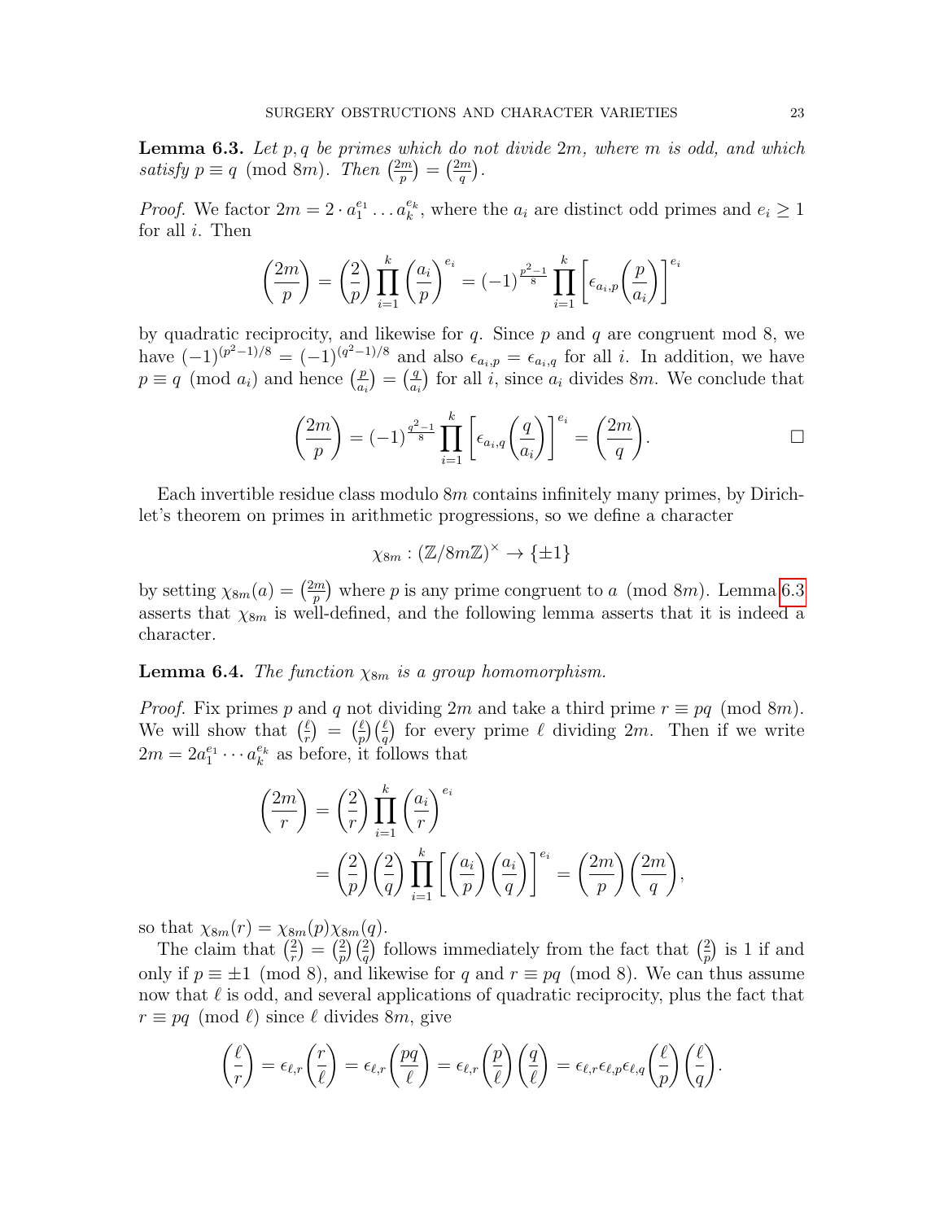**Lemma 6.3.** *Let $p, q$ be primes which do not divide $2m$, where $m$ is odd, and which satisfy $p \equiv q \pmod{8m}$. Then $\left(\frac{2m}{p}\right) = \left(\frac{2m}{q}\right)$.*

*Proof.* We factor $2m = 2 \cdot a_1^{e_1} \dots a_k^{e_k}$, where the $a_i$ are distinct odd primes and $e_i \geq 1$ for all $i$. Then

$$\left(\frac{2m}{p}\right) = \left(\frac{2}{p}\right) \prod_{i=1}^{k} \left(\frac{a_i}{p}\right)^{e_i} = (-1)^{\frac{p^2-1}{8}} \prod_{i=1}^{k} \left[\epsilon_{a_i,p} \left(\frac{p}{a_i}\right)\right]^{e_i}$$

by quadratic reciprocity, and likewise for $q$. Since $p$ and $q$ are congruent mod 8, we have $(-1)^{(p^2-1)/8} = (-1)^{(q^2-1)/8}$ and also $\epsilon_{a_i,p} = \epsilon_{a_i,q}$ for all $i$. In addition, we have $p \equiv q \pmod{a_i}$ and hence $\left(\frac{p}{a_i}\right) = \left(\frac{q}{a_i}\right)$ for all $i$, since $a_i$ divides $8m$. We conclude that

$$\left(\frac{2m}{p}\right) = (-1)^{\frac{q^2-1}{8}} \prod_{i=1}^{k} \left[\epsilon_{a_i,q} \left(\frac{q}{a_i}\right)\right]^{e_i} = \left(\frac{2m}{q}\right). \qquad \square$$

Each invertible residue class modulo $8m$ contains infinitely many primes, by Dirichlet's theorem on primes in arithmetic progressions, so we define a character

$$\chi_{8m} : (\mathbb{Z}/8m\mathbb{Z})^\times \to \{\pm 1\}$$

by setting $\chi_{8m}(a) = \left(\frac{2m}{p}\right)$ where $p$ is any prime congruent to $a \pmod{8m}$. Lemma 6.3 asserts that $\chi_{8m}$ is well-defined, and the following lemma asserts that it is indeed a character.

**Lemma 6.4.** *The function $\chi_{8m}$ is a group homomorphism.*

*Proof.* Fix primes $p$ and $q$ not dividing $2m$ and take a third prime $r \equiv pq \pmod{8m}$. We will show that $\left(\frac{\ell}{r}\right) = \left(\frac{\ell}{p}\right)\left(\frac{\ell}{q}\right)$ for every prime $\ell$ dividing $2m$. Then if we write $2m = 2a_1^{e_1} \cdots a_k^{e_k}$ as before, it follows that

$$\begin{aligned}
\left(\frac{2m}{r}\right) &= \left(\frac{2}{r}\right) \prod_{i=1}^{k} \left(\frac{a_i}{r}\right)^{e_i} \\
&= \left(\frac{2}{p}\right)\left(\frac{2}{q}\right) \prod_{i=1}^{k} \left[\left(\frac{a_i}{p}\right)\left(\frac{a_i}{q}\right)\right]^{e_i} = \left(\frac{2m}{p}\right)\left(\frac{2m}{q}\right),
\end{aligned}$$

so that $\chi_{8m}(r) = \chi_{8m}(p)\chi_{8m}(q)$.

The claim that $\left(\frac{2}{r}\right) = \left(\frac{2}{p}\right)\left(\frac{2}{q}\right)$ follows immediately from the fact that $\left(\frac{2}{p}\right)$ is 1 if and only if $p \equiv \pm 1 \pmod 8$, and likewise for $q$ and $r \equiv pq \pmod 8$. We can thus assume now that $\ell$ is odd, and several applications of quadratic reciprocity, plus the fact that $r \equiv pq \pmod{\ell}$ since $\ell$ divides $8m$, give

$$\left(\frac{\ell}{r}\right) = \epsilon_{\ell,r}\left(\frac{r}{\ell}\right) = \epsilon_{\ell,r}\left(\frac{pq}{\ell}\right) = \epsilon_{\ell,r}\left(\frac{p}{\ell}\right)\left(\frac{q}{\ell}\right) = \epsilon_{\ell,r}\epsilon_{\ell,p}\epsilon_{\ell,q}\left(\frac{\ell}{p}\right)\left(\frac{\ell}{q}\right).$$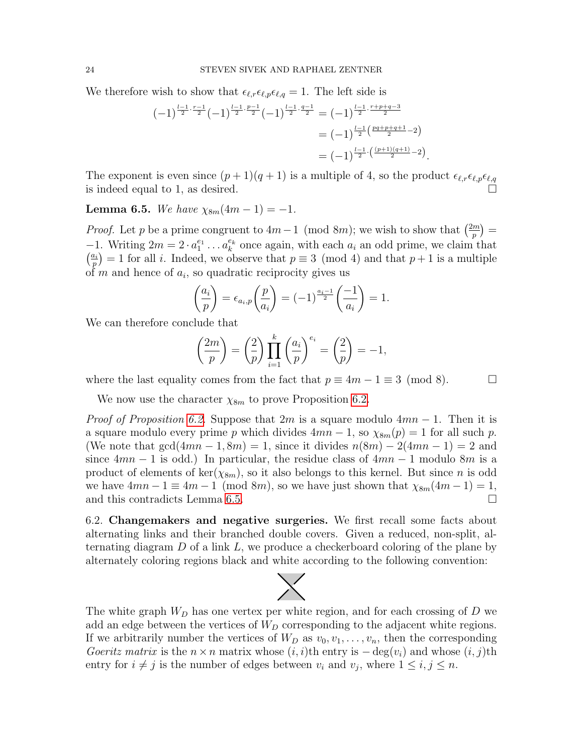We therefore wish to show that $\epsilon_{\ell,r}\epsilon_{\ell,p}\epsilon_{\ell,q} = 1$. The left side is

$$\begin{aligned}
(-1)^{\frac{l-1}{2}\cdot\frac{r-1}{2}}(-1)^{\frac{l-1}{2}\cdot\frac{p-1}{2}}(-1)^{\frac{l-1}{2}\cdot\frac{q-1}{2}} &= (-1)^{\frac{l-1}{2}\cdot\frac{r+p+q-3}{2}} \\
&= (-1)^{\frac{l-1}{2}\left(\frac{pq+p+q+1}{2}-2\right)} \\
&= (-1)^{\frac{l-1}{2}\cdot\left(\frac{(p+1)(q+1)}{2}-2\right)}.
\end{aligned}$$

The exponent is even since $(p+1)(q+1)$ is a multiple of 4, so the product $\epsilon_{\ell,r}\epsilon_{\ell,p}\epsilon_{\ell,q}$ is indeed equal to 1, as desired. $\square$

**Lemma 6.5.** *We have $\chi_{8m}(4m-1) = -1$.*

*Proof.* Let $p$ be a prime congruent to $4m-1 \pmod{8m}$; we wish to show that $\left(\frac{2m}{p}\right) = -1$. Writing $2m = 2 \cdot a_1^{e_1} \dots a_k^{e_k}$ once again, with each $a_i$ an odd prime, we claim that $\left(\frac{a_i}{p}\right) = 1$ for all $i$. Indeed, we observe that $p \equiv 3 \pmod 4$ and that $p+1$ is a multiple of $m$ and hence of $a_i$, so quadratic reciprocity gives us

$$\left(\frac{a_i}{p}\right) = \epsilon_{a_i,p}\left(\frac{p}{a_i}\right) = (-1)^{\frac{a_i-1}{2}}\left(\frac{-1}{a_i}\right) = 1.$$

We can therefore conclude that

$$\left(\frac{2m}{p}\right) = \left(\frac{2}{p}\right)\prod_{i=1}^{k}\left(\frac{a_i}{p}\right)^{e_i} = \left(\frac{2}{p}\right) = -1,$$

where the last equality comes from the fact that $p \equiv 4m-1 \equiv 3 \pmod 8$. $\square$

We now use the character $\chi_{8m}$ to prove Proposition 6.2.

*Proof of Proposition 6.2.* Suppose that $2m$ is a square modulo $4mn-1$. Then it is a square modulo every prime $p$ which divides $4mn-1$, so $\chi_{8m}(p) = 1$ for all such $p$. (We note that $\gcd(4mn-1, 8m) = 1$, since it divides $n(8m) - 2(4mn-1) = 2$ and since $4mn-1$ is odd.) In particular, the residue class of $4mn-1$ modulo $8m$ is a product of elements of $\ker(\chi_{8m})$, so it also belongs to this kernel. But since $n$ is odd we have $4mn-1 \equiv 4m-1 \pmod{8m}$, so we have just shown that $\chi_{8m}(4m-1) = 1$, and this contradicts Lemma 6.5. $\square$

6.2. **Changemakers and negative surgeries.** We first recall some facts about alternating links and their branched double covers. Given a reduced, non-split, alternating diagram $D$ of a link $L$, we produce a checkerboard coloring of the plane by alternately coloring regions black and white according to the following convention:

The white graph $W_D$ has one vertex per white region, and for each crossing of $D$ we add an edge between the vertices of $W_D$ corresponding to the adjacent white regions. If we arbitrarily number the vertices of $W_D$ as $v_0, v_1, \dots, v_n$, then the corresponding *Goeritz matrix* is the $n \times n$ matrix whose $(i,i)$th entry is $-\deg(v_i)$ and whose $(i,j)$th entry for $i \neq j$ is the number of edges between $v_i$ and $v_j$, where $1 \leq i, j \leq n$.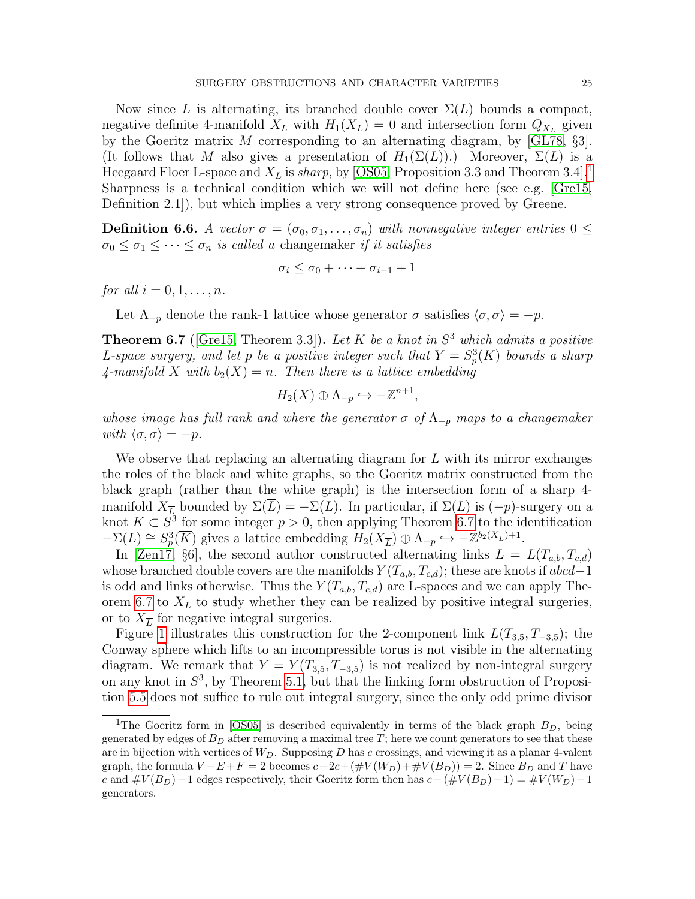Now since $L$ is alternating, its branched double cover $\Sigma(L)$ bounds a compact, negative definite 4-manifold $X_L$ with $H_1(X_L) = 0$ and intersection form $Q_{X_L}$ given by the Goeritz matrix $M$ corresponding to an alternating diagram, by [GL78, §3]. (It follows that $M$ also gives a presentation of $H_1(\Sigma(L))$.) Moreover, $\Sigma(L)$ is a Heegaard Floer L-space and $X_L$ is *sharp*, by [OS05, Proposition 3.3 and Theorem 3.4].[1] Sharpness is a technical condition which we will not define here (see e.g. [Gre15, Definition 2.1]), but which implies a very strong consequence proved by Greene.

**Definition 6.6.** *A vector $\sigma = (\sigma_0, \sigma_1, \ldots, \sigma_n)$ with nonnegative integer entries $0 \leq \sigma_0 \leq \sigma_1 \leq \cdots \leq \sigma_n$ is called a* changemaker *if it satisfies*

$$\sigma_i \leq \sigma_0 + \cdots + \sigma_{i-1} + 1$$

*for all $i = 0, 1, \ldots, n$.*

Let $\Lambda_{-p}$ denote the rank-1 lattice whose generator $\sigma$ satisfies $\langle \sigma, \sigma \rangle = -p$.

**Theorem 6.7** ([Gre15, Theorem 3.3])**.** *Let $K$ be a knot in $S^3$ which admits a positive L-space surgery, and let $p$ be a positive integer such that $Y = S^3_p(K)$ bounds a sharp 4-manifold $X$ with $b_2(X) = n$. Then there is a lattice embedding*

$$H_2(X) \oplus \Lambda_{-p} \hookrightarrow -\mathbb{Z}^{n+1},$$

*whose image has full rank and where the generator $\sigma$ of $\Lambda_{-p}$ maps to a changemaker with $\langle \sigma, \sigma \rangle = -p$.*

We observe that replacing an alternating diagram for $L$ with its mirror exchanges the roles of the black and white graphs, so the Goeritz matrix constructed from the black graph (rather than the white graph) is the intersection form of a sharp 4-manifold $X_{\overline{L}}$ bounded by $\Sigma(\overline{L}) = -\Sigma(L)$. In particular, if $\Sigma(L)$ is $(-p)$-surgery on a knot $K \subset S^3$ for some integer $p > 0$, then applying Theorem 6.7 to the identification $-\Sigma(L) \cong S^3_p(\overline{K})$ gives a lattice embedding $H_2(X_{\overline{L}}) \oplus \Lambda_{-p} \hookrightarrow -\mathbb{Z}^{b_2(X_{\overline{L}})+1}$.

In [Zen17, §6], the second author constructed alternating links $L = L(T_{a,b}, T_{c,d})$ whose branched double covers are the manifolds $Y(T_{a,b}, T_{c,d})$; these are knots if $abcd - 1$ is odd and links otherwise. Thus the $Y(T_{a,b}, T_{c,d})$ are L-spaces and we can apply Theorem 6.7 to $X_L$ to study whether they can be realized by positive integral surgeries, or to $X_{\overline{L}}$ for negative integral surgeries.

Figure 1 illustrates this construction for the 2-component link $L(T_{3,5}, T_{-3,5})$; the Conway sphere which lifts to an incompressible torus is not visible in the alternating diagram. We remark that $Y = Y(T_{3,5}, T_{-3,5})$ is not realized by non-integral surgery on any knot in $S^3$, by Theorem 5.1, but that the linking form obstruction of Proposition 5.5 does not suffice to rule out integral surgery, since the only odd prime divisor

[1] The Goeritz form in [OS05] is described equivalently in terms of the black graph $B_D$, being generated by edges of $B_D$ after removing a maximal tree $T$; here we count generators to see that these are in bijection with vertices of $W_D$. Supposing $D$ has $c$ crossings, and viewing it as a planar 4-valent graph, the formula $V - E + F = 2$ becomes $c - 2c + (\#V(W_D) + \#V(B_D)) = 2$. Since $B_D$ and $T$ have $c$ and $\#V(B_D) - 1$ edges respectively, their Goeritz form then has $c - (\#V(B_D) - 1) = \#V(W_D) - 1$ generators.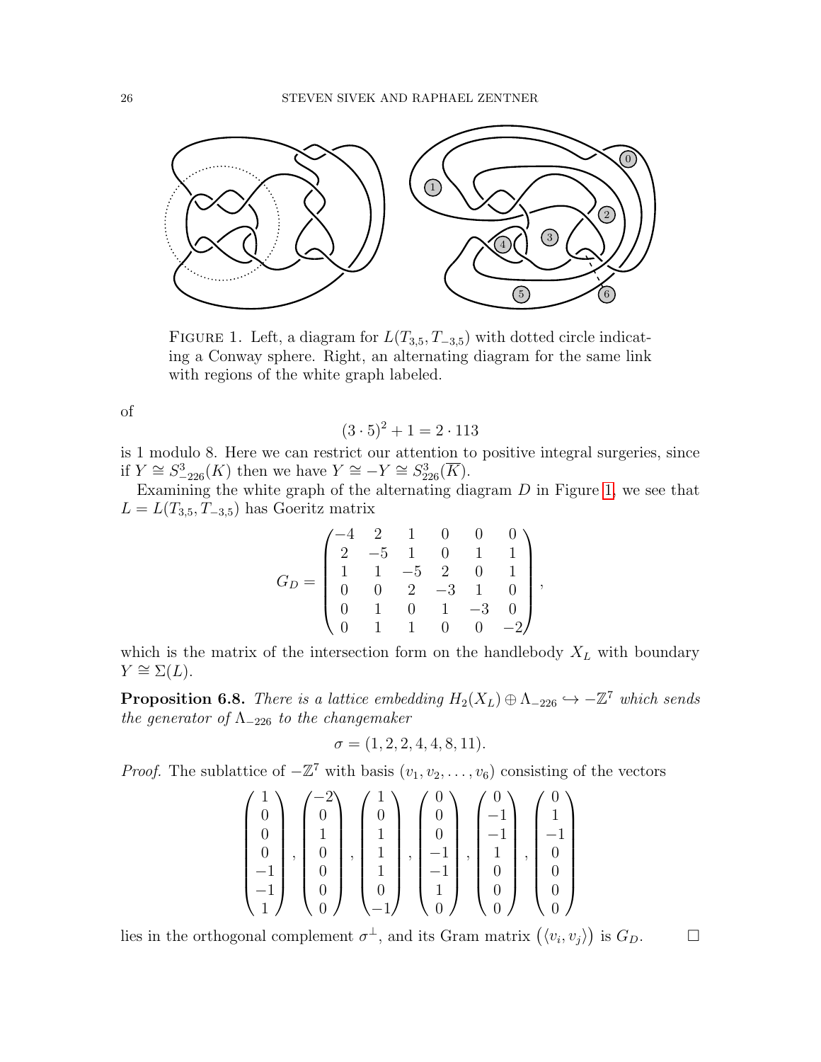FIGURE 1. Left, a diagram for $L(T_{3,5}, T_{-3,5})$ with dotted circle indicating a Conway sphere. Right, an alternating diagram for the same link with regions of the white graph labeled.

of

$$(3 \cdot 5)^2 + 1 = 2 \cdot 113$$

is 1 modulo 8. Here we can restrict our attention to positive integral surgeries, since if $Y \cong S^3_{-226}(K)$ then we have $Y \cong -Y \cong S^3_{226}(\overline{K})$.

Examining the white graph of the alternating diagram $D$ in Figure 1, we see that $L = L(T_{3,5}, T_{-3,5})$ has Goeritz matrix

$$G_D = \begin{pmatrix} -4 & 2 & 1 & 0 & 0 & 0 \\ 2 & -5 & 1 & 0 & 1 & 1 \\ 1 & 1 & -5 & 2 & 0 & 1 \\ 0 & 0 & 2 & -3 & 1 & 0 \\ 0 & 1 & 0 & 1 & -3 & 0 \\ 0 & 1 & 1 & 0 & 0 & -2 \end{pmatrix},$$

which is the matrix of the intersection form on the handlebody $X_L$ with boundary $Y \cong \Sigma(L)$.

**Proposition 6.8.** *There is a lattice embedding $H_2(X_L) \oplus \Lambda_{-226} \hookrightarrow -\mathbb{Z}^7$ which sends the generator of $\Lambda_{-226}$ to the changemaker*

$$\sigma = (1, 2, 2, 4, 4, 8, 11).$$

*Proof.* The sublattice of $-\mathbb{Z}^7$ with basis $(v_1, v_2, \ldots, v_6)$ consisting of the vectors

$$\begin{pmatrix} 1 \\ 0 \\ 0 \\ 0 \\ -1 \\ -1 \\ 1 \end{pmatrix}, \begin{pmatrix} -2 \\ 0 \\ 1 \\ 0 \\ 0 \\ 0 \\ 0 \end{pmatrix}, \begin{pmatrix} 1 \\ 0 \\ 1 \\ 1 \\ 1 \\ 0 \\ -1 \end{pmatrix}, \begin{pmatrix} 0 \\ 0 \\ 0 \\ -1 \\ -1 \\ 1 \\ 0 \end{pmatrix}, \begin{pmatrix} 0 \\ -1 \\ -1 \\ 1 \\ 0 \\ 0 \\ 0 \end{pmatrix}, \begin{pmatrix} 0 \\ 1 \\ -1 \\ 0 \\ 0 \\ 0 \\ 0 \end{pmatrix}$$

lies in the orthogonal complement $\sigma^\perp$, and its Gram matrix $(\langle v_i, v_j \rangle)$ is $G_D$. $\square$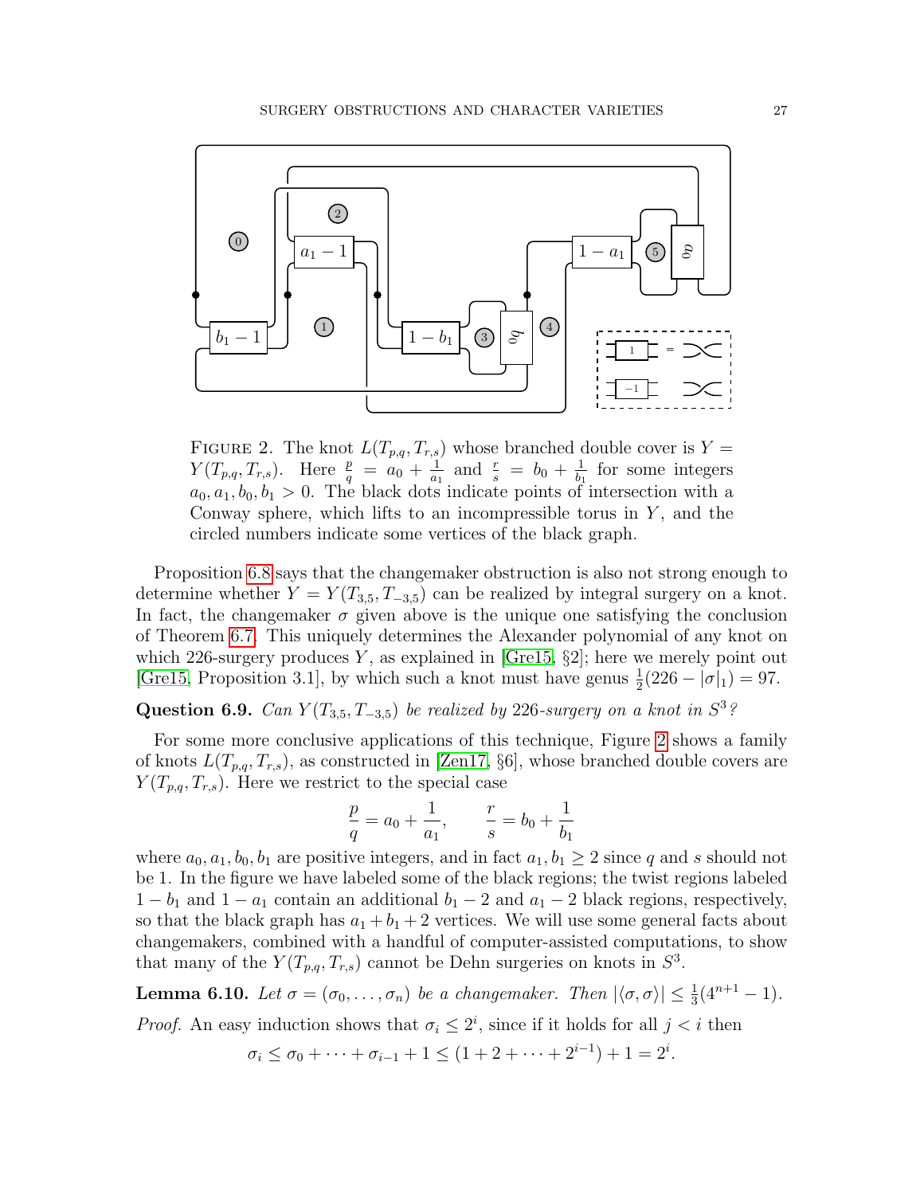FIGURE 2. The knot $L(T_{p,q}, T_{r,s})$ whose branched double cover is $Y = Y(T_{p,q}, T_{r,s})$. Here $\frac{p}{q} = a_0 + \frac{1}{a_1}$ and $\frac{r}{s} = b_0 + \frac{1}{b_1}$ for some integers $a_0, a_1, b_0, b_1 > 0$. The black dots indicate points of intersection with a Conway sphere, which lifts to an incompressible torus in $Y$, and the circled numbers indicate some vertices of the black graph.

Proposition 6.8 says that the changemaker obstruction is also not strong enough to determine whether $Y = Y(T_{3,5}, T_{-3,5})$ can be realized by integral surgery on a knot. In fact, the changemaker $\sigma$ given above is the unique one satisfying the conclusion of Theorem 6.7. This uniquely determines the Alexander polynomial of any knot on which 226-surgery produces $Y$, as explained in [Gre15, §2]; here we merely point out [Gre15, Proposition 3.1], by which such a knot must have genus $\frac{1}{2}(226 - |\sigma|_1) = 97$.

**Question 6.9.** *Can $Y(T_{3,5}, T_{-3,5})$ be realized by 226-surgery on a knot in $S^3$?*

For some more conclusive applications of this technique, Figure 2 shows a family of knots $L(T_{p,q}, T_{r,s})$, as constructed in [Zen17, §6], whose branched double covers are $Y(T_{p,q}, T_{r,s})$. Here we restrict to the special case

$$\frac{p}{q} = a_0 + \frac{1}{a_1}, \qquad \frac{r}{s} = b_0 + \frac{1}{b_1}$$

where $a_0, a_1, b_0, b_1$ are positive integers, and in fact $a_1, b_1 \geq 2$ since $q$ and $s$ should not be 1. In the figure we have labeled some of the black regions; the twist regions labeled $1 - b_1$ and $1 - a_1$ contain an additional $b_1 - 2$ and $a_1 - 2$ black regions, respectively, so that the black graph has $a_1 + b_1 + 2$ vertices. We will use some general facts about changemakers, combined with a handful of computer-assisted computations, to show that many of the $Y(T_{p,q}, T_{r,s})$ cannot be Dehn surgeries on knots in $S^3$.

**Lemma 6.10.** *Let $\sigma = (\sigma_0, \ldots, \sigma_n)$ be a changemaker. Then $|\langle \sigma, \sigma \rangle| \leq \frac{1}{3}(4^{n+1} - 1)$.*

*Proof.* An easy induction shows that $\sigma_i \leq 2^i$, since if it holds for all $j < i$ then

$$\sigma_i \leq \sigma_0 + \cdots + \sigma_{i-1} + 1 \leq (1 + 2 + \cdots + 2^{i-1}) + 1 = 2^i.$$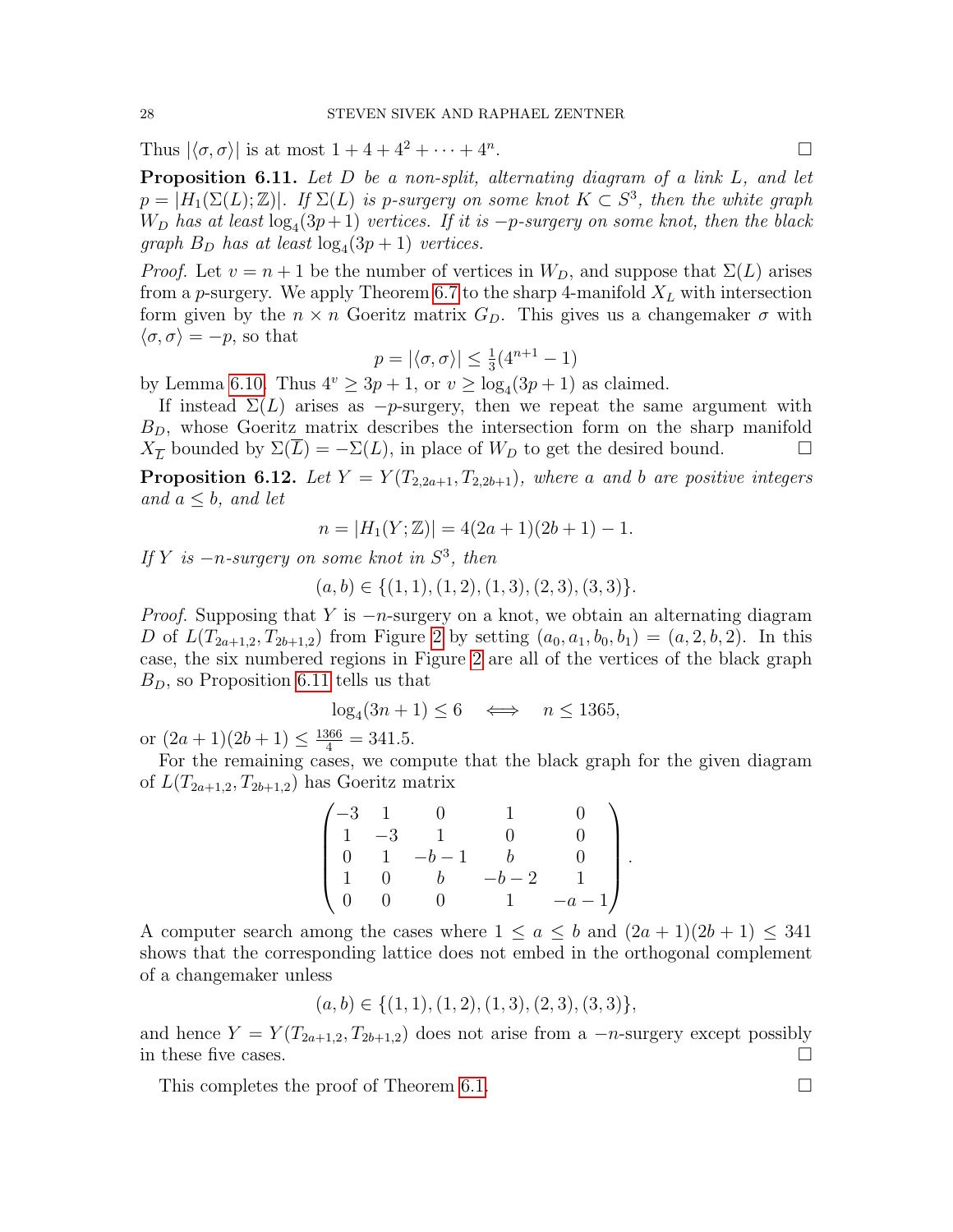Thus $|\langle \sigma, \sigma \rangle|$ is at most $1 + 4 + 4^2 + \cdots + 4^n$. □

**Proposition 6.11.** *Let $D$ be a non-split, alternating diagram of a link $L$, and let $p = |H_1(\Sigma(L);\mathbb{Z})|$. If $\Sigma(L)$ is $p$-surgery on some knot $K \subset S^3$, then the white graph $W_D$ has at least $\log_4(3p+1)$ vertices. If it is $-p$-surgery on some knot, then the black graph $B_D$ has at least $\log_4(3p+1)$ vertices.*

*Proof.* Let $v = n+1$ be the number of vertices in $W_D$, and suppose that $\Sigma(L)$ arises from a $p$-surgery. We apply Theorem 6.7 to the sharp 4-manifold $X_L$ with intersection form given by the $n \times n$ Goeritz matrix $G_D$. This gives us a changemaker $\sigma$ with $\langle \sigma, \sigma \rangle = -p$, so that

$$p = |\langle \sigma, \sigma \rangle| \leq \tfrac{1}{3}(4^{n+1} - 1)$$

by Lemma 6.10. Thus $4^v \geq 3p+1$, or $v \geq \log_4(3p+1)$ as claimed.

If instead $\Sigma(L)$ arises as $-p$-surgery, then we repeat the same argument with $B_D$, whose Goeritz matrix describes the intersection form on the sharp manifold $X_{\overline{L}}$ bounded by $\Sigma(\overline{L}) = -\Sigma(L)$, in place of $W_D$ to get the desired bound. □

**Proposition 6.12.** *Let $Y = Y(T_{2,2a+1}, T_{2,2b+1})$, where $a$ and $b$ are positive integers and $a \leq b$, and let*

$$n = |H_1(Y;\mathbb{Z})| = 4(2a+1)(2b+1) - 1.$$

*If $Y$ is $-n$-surgery on some knot in $S^3$, then*

$$(a,b) \in \{(1,1), (1,2), (1,3), (2,3), (3,3)\}.$$

*Proof.* Supposing that $Y$ is $-n$-surgery on a knot, we obtain an alternating diagram $D$ of $L(T_{2a+1,2}, T_{2b+1,2})$ from Figure 2 by setting $(a_0, a_1, b_0, b_1) = (a, 2, b, 2)$. In this case, the six numbered regions in Figure 2 are all of the vertices of the black graph $B_D$, so Proposition 6.11 tells us that

$$\log_4(3n+1) \leq 6 \quad \Longleftrightarrow \quad n \leq 1365,$$

or $(2a+1)(2b+1) \leq \frac{1366}{4} = 341.5$.

For the remaining cases, we compute that the black graph for the given diagram of $L(T_{2a+1,2}, T_{2b+1,2})$ has Goeritz matrix

$$\begin{pmatrix} -3 & 1 & 0 & 1 & 0 \\ 1 & -3 & 1 & 0 & 0 \\ 0 & 1 & -b-1 & b & 0 \\ 1 & 0 & b & -b-2 & 1 \\ 0 & 0 & 0 & 1 & -a-1 \end{pmatrix}.$$

A computer search among the cases where $1 \leq a \leq b$ and $(2a+1)(2b+1) \leq 341$ shows that the corresponding lattice does not embed in the orthogonal complement of a changemaker unless

$$(a,b) \in \{(1,1), (1,2), (1,3), (2,3), (3,3)\},$$

and hence $Y = Y(T_{2a+1,2}, T_{2b+1,2})$ does not arise from a $-n$-surgery except possibly in these five cases. □

This completes the proof of Theorem 6.1. □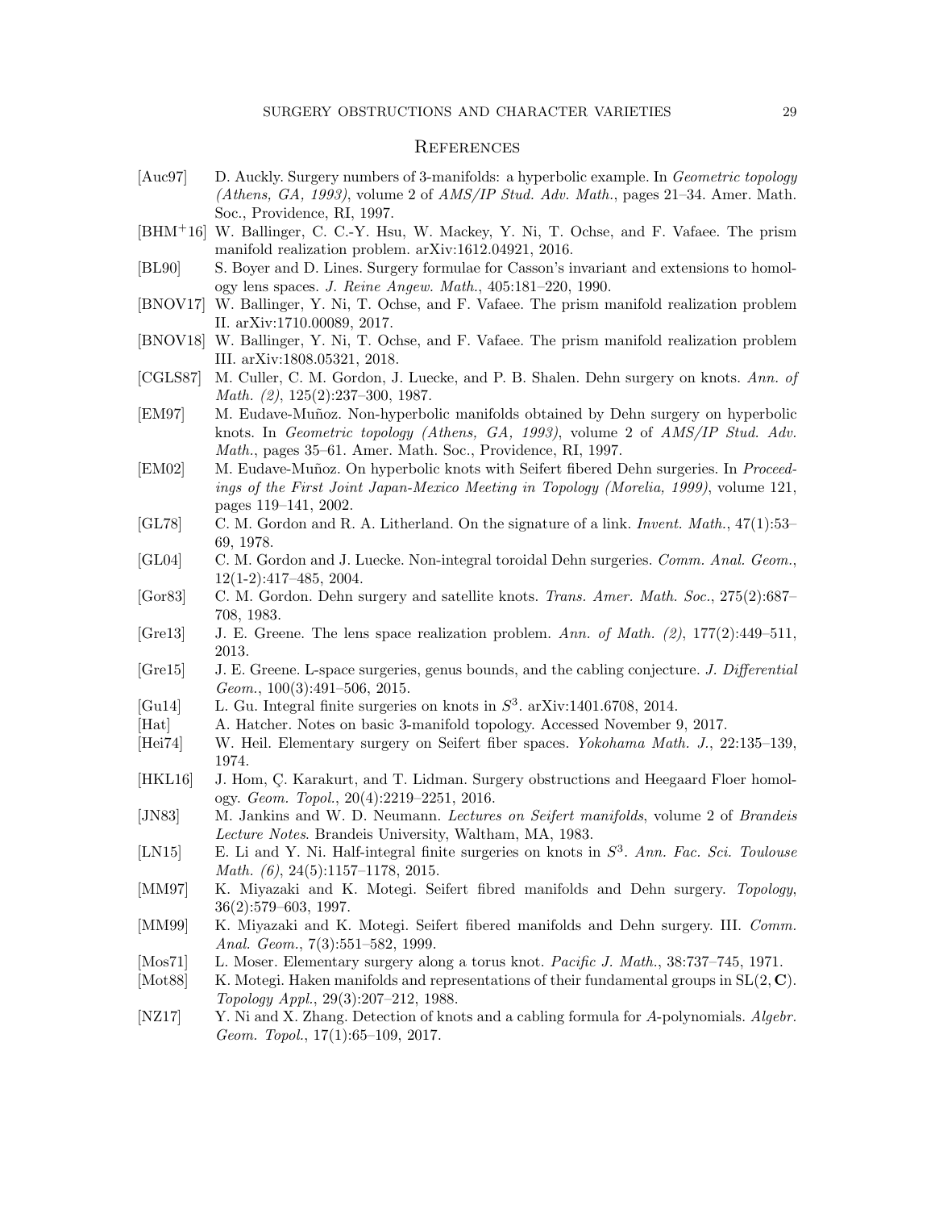## References

- [Auc97] D. Auckly. Surgery numbers of 3-manifolds: a hyperbolic example. In *Geometric topology (Athens, GA, 1993)*, volume 2 of *AMS/IP Stud. Adv. Math.*, pages 21–34. Amer. Math. Soc., Providence, RI, 1997.
- [BHM+16] W. Ballinger, C. C.-Y. Hsu, W. Mackey, Y. Ni, T. Ochse, and F. Vafaee. The prism manifold realization problem. arXiv:1612.04921, 2016.
- [BL90] S. Boyer and D. Lines. Surgery formulae for Casson's invariant and extensions to homology lens spaces. *J. Reine Angew. Math.*, 405:181–220, 1990.
- [BNOV17] W. Ballinger, Y. Ni, T. Ochse, and F. Vafaee. The prism manifold realization problem II. arXiv:1710.00089, 2017.
- [BNOV18] W. Ballinger, Y. Ni, T. Ochse, and F. Vafaee. The prism manifold realization problem III. arXiv:1808.05321, 2018.
- [CGLS87] M. Culler, C. M. Gordon, J. Luecke, and P. B. Shalen. Dehn surgery on knots. *Ann. of Math. (2)*, 125(2):237–300, 1987.
- [EM97] M. Eudave-Muñoz. Non-hyperbolic manifolds obtained by Dehn surgery on hyperbolic knots. In *Geometric topology (Athens, GA, 1993)*, volume 2 of *AMS/IP Stud. Adv. Math.*, pages 35–61. Amer. Math. Soc., Providence, RI, 1997.
- [EM02] M. Eudave-Muñoz. On hyperbolic knots with Seifert fibered Dehn surgeries. In *Proceedings of the First Joint Japan-Mexico Meeting in Topology (Morelia, 1999)*, volume 121, pages 119–141, 2002.
- [GL78] C. M. Gordon and R. A. Litherland. On the signature of a link. *Invent. Math.*, 47(1):53–69, 1978.
- [GL04] C. M. Gordon and J. Luecke. Non-integral toroidal Dehn surgeries. *Comm. Anal. Geom.*, 12(1-2):417–485, 2004.
- [Gor83] C. M. Gordon. Dehn surgery and satellite knots. *Trans. Amer. Math. Soc.*, 275(2):687–708, 1983.
- [Gre13] J. E. Greene. The lens space realization problem. *Ann. of Math. (2)*, 177(2):449–511, 2013.
- [Gre15] J. E. Greene. L-space surgeries, genus bounds, and the cabling conjecture. *J. Differential Geom.*, 100(3):491–506, 2015.
- [Gu14] L. Gu. Integral finite surgeries on knots in $S^3$. arXiv:1401.6708, 2014.
- [Hat] A. Hatcher. Notes on basic 3-manifold topology. Accessed November 9, 2017.
- [Hei74] W. Heil. Elementary surgery on Seifert fiber spaces. *Yokohama Math. J.*, 22:135–139, 1974.
- [HKL16] J. Hom, Ç. Karakurt, and T. Lidman. Surgery obstructions and Heegaard Floer homology. *Geom. Topol.*, 20(4):2219–2251, 2016.
- [JN83] M. Jankins and W. D. Neumann. *Lectures on Seifert manifolds*, volume 2 of *Brandeis Lecture Notes*. Brandeis University, Waltham, MA, 1983.
- [LN15] E. Li and Y. Ni. Half-integral finite surgeries on knots in $S^3$. *Ann. Fac. Sci. Toulouse Math. (6)*, 24(5):1157–1178, 2015.
- [MM97] K. Miyazaki and K. Motegi. Seifert fibred manifolds and Dehn surgery. *Topology*, 36(2):579–603, 1997.
- [MM99] K. Miyazaki and K. Motegi. Seifert fibered manifolds and Dehn surgery. III. *Comm. Anal. Geom.*, 7(3):551–582, 1999.
- [Mos71] L. Moser. Elementary surgery along a torus knot. *Pacific J. Math.*, 38:737–745, 1971.
- [Mot88] K. Motegi. Haken manifolds and representations of their fundamental groups in $\mathrm{SL}(2, \mathbf{C})$. *Topology Appl.*, 29(3):207–212, 1988.
- [NZ17] Y. Ni and X. Zhang. Detection of knots and a cabling formula for $A$-polynomials. *Algebr. Geom. Topol.*, 17(1):65–109, 2017.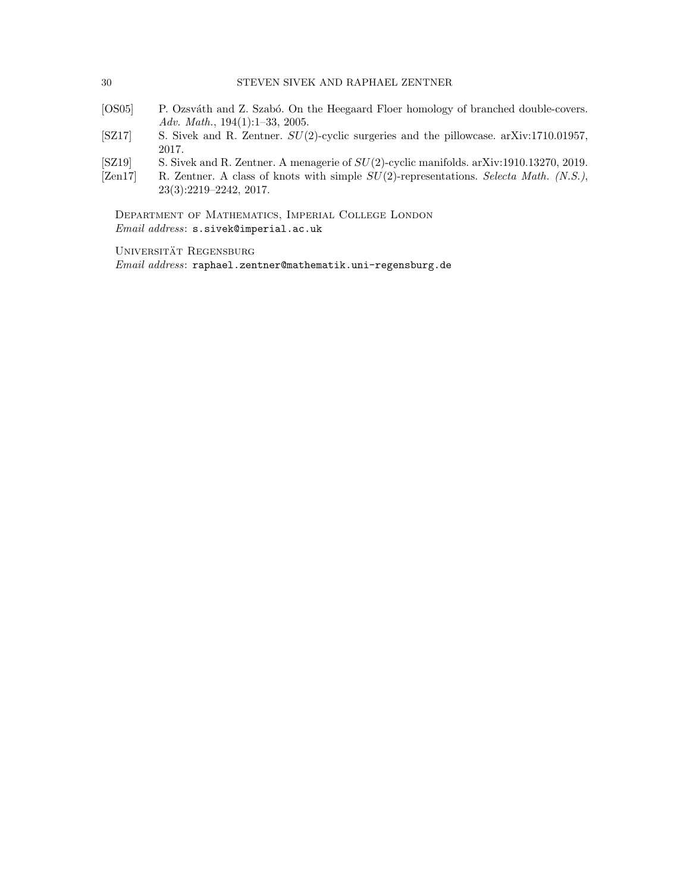[OS05] P. Ozsváth and Z. Szabó. On the Heegaard Floer homology of branched double-covers. *Adv. Math.*, 194(1):1–33, 2005.

[SZ17] S. Sivek and R. Zentner. $SU(2)$-cyclic surgeries and the pillowcase. arXiv:1710.01957, 2017.

[SZ19] S. Sivek and R. Zentner. A menagerie of $SU(2)$-cyclic manifolds. arXiv:1910.13270, 2019.

[Zen17] R. Zentner. A class of knots with simple $SU(2)$-representations. *Selecta Math. (N.S.)*, 23(3):2219–2242, 2017.

Department of Mathematics, Imperial College London
*Email address*: `s.sivek@imperial.ac.uk`

Universität Regensburg
*Email address*: `raphael.zentner@mathematik.uni-regensburg.de`